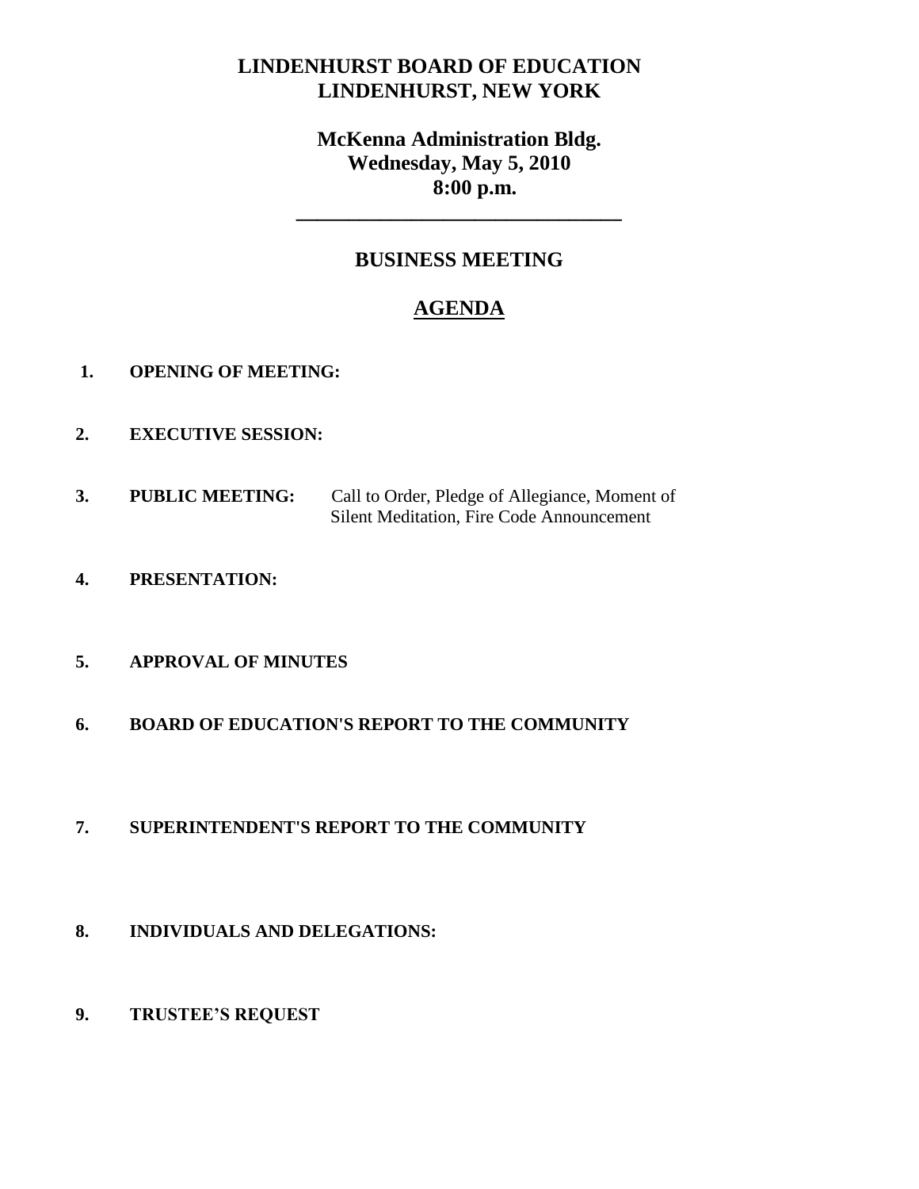# LINDENHURST BOARD OF EDUCATION
# LINDENHURST, NEW YORK

## McKenna Administration Bldg.
## Wednesday, May 5, 2010
## 8:00 p.m.

---

## BUSINESS MEETING

## AGENDA

1. **OPENING OF MEETING:**

2. **EXECUTIVE SESSION:**

3. **PUBLIC MEETING:** Call to Order, Pledge of Allegiance, Moment of Silent Meditation, Fire Code Announcement

4. **PRESENTATION:**

5. **APPROVAL OF MINUTES**

6. **BOARD OF EDUCATION'S REPORT TO THE COMMUNITY**

7. **SUPERINTENDENT'S REPORT TO THE COMMUNITY**

8. **INDIVIDUALS AND DELEGATIONS:**

9. **TRUSTEE'S REQUEST**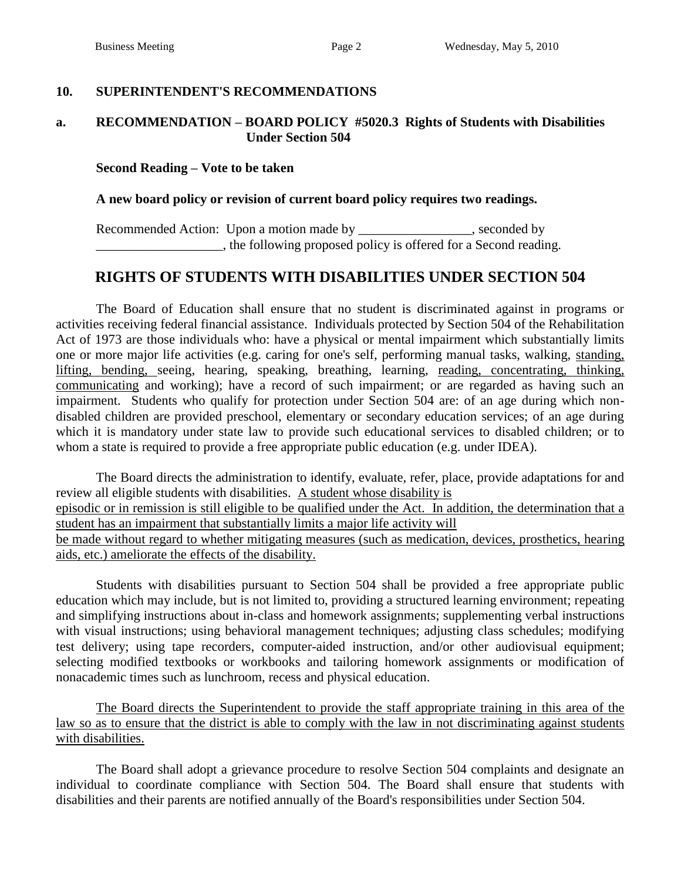## 10. SUPERINTENDENT'S RECOMMENDATIONS

### a. RECOMMENDATION – BOARD POLICY #5020.3 Rights of Students with Disabilities Under Section 504

**Second Reading – Vote to be taken**

**A new board policy or revision of current board policy requires two readings.**

Recommended Action: Upon a motion made by _________________, seconded by ___________________, the following proposed policy is offered for a Second reading.

## RIGHTS OF STUDENTS WITH DISABILITIES UNDER SECTION 504

The Board of Education shall ensure that no student is discriminated against in programs or activities receiving federal financial assistance. Individuals protected by Section 504 of the Rehabilitation Act of 1973 are those individuals who: have a physical or mental impairment which substantially limits one or more major life activities (e.g. caring for one's self, performing manual tasks, walking, <u>standing, lifting, bending,</u> seeing, hearing, speaking, breathing, learning, <u>reading, concentrating, thinking, communicating</u> and working); have a record of such impairment; or are regarded as having such an impairment. Students who qualify for protection under Section 504 are: of an age during which non-disabled children are provided preschool, elementary or secondary education services; of an age during which it is mandatory under state law to provide such educational services to disabled children; or to whom a state is required to provide a free appropriate public education (e.g. under IDEA).

The Board directs the administration to identify, evaluate, refer, place, provide adaptations for and review all eligible students with disabilities. <u>A student whose disability is episodic or in remission is still eligible to be qualified under the Act. In addition, the determination that a student has an impairment that substantially limits a major life activity will be made without regard to whether mitigating measures (such as medication, devices, prosthetics, hearing aids, etc.) ameliorate the effects of the disability.</u>

Students with disabilities pursuant to Section 504 shall be provided a free appropriate public education which may include, but is not limited to, providing a structured learning environment; repeating and simplifying instructions about in-class and homework assignments; supplementing verbal instructions with visual instructions; using behavioral management techniques; adjusting class schedules; modifying test delivery; using tape recorders, computer-aided instruction, and/or other audiovisual equipment; selecting modified textbooks or workbooks and tailoring homework assignments or modification of nonacademic times such as lunchroom, recess and physical education.

<u>The Board directs the Superintendent to provide the staff appropriate training in this area of the law so as to ensure that the district is able to comply with the law in not discriminating against students with disabilities.</u>

The Board shall adopt a grievance procedure to resolve Section 504 complaints and designate an individual to coordinate compliance with Section 504. The Board shall ensure that students with disabilities and their parents are notified annually of the Board's responsibilities under Section 504.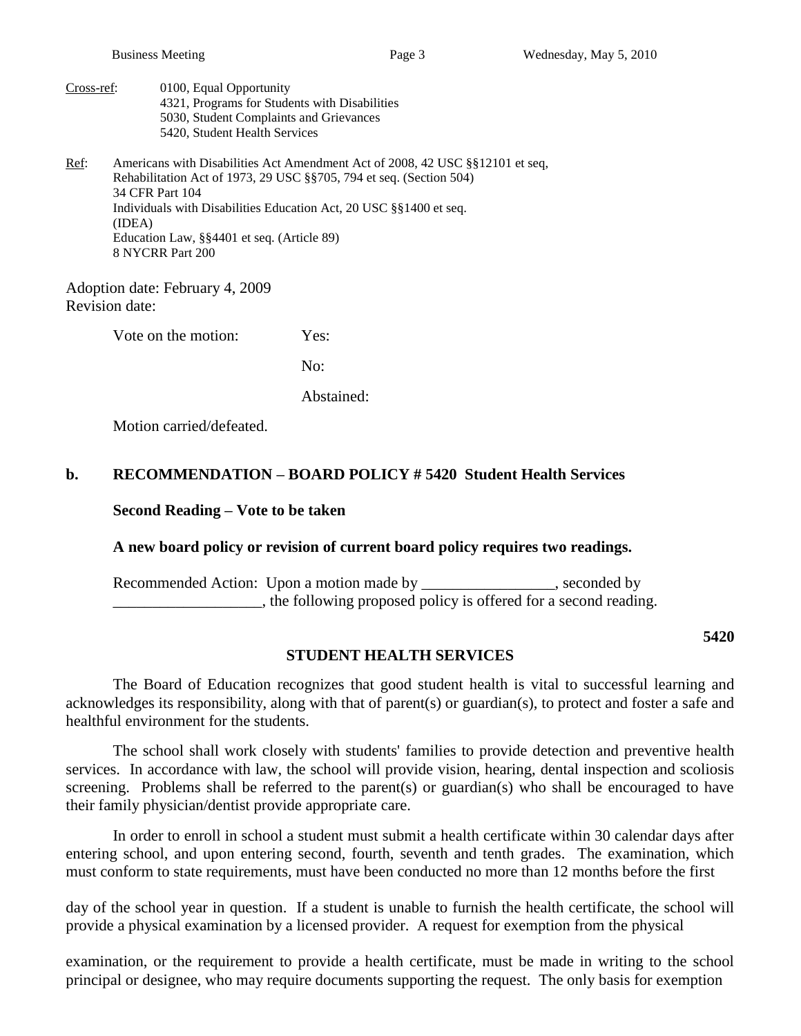Cross-ref: 0100, Equal Opportunity
4321, Programs for Students with Disabilities
5030, Student Complaints and Grievances
5420, Student Health Services

Ref: Americans with Disabilities Act Amendment Act of 2008, 42 USC §§12101 et seq,
Rehabilitation Act of 1973, 29 USC §§705, 794 et seq. (Section 504)
34 CFR Part 104
Individuals with Disabilities Education Act, 20 USC §§1400 et seq. (IDEA)
Education Law, §§4401 et seq. (Article 89)
8 NYCRR Part 200

Adoption date: February 4, 2009
Revision date:

Vote on the motion: Yes:

No:

Abstained:

Motion carried/defeated.

**b. RECOMMENDATION – BOARD POLICY # 5420 Student Health Services**

**Second Reading – Vote to be taken**

**A new board policy or revision of current board policy requires two readings.**

Recommended Action: Upon a motion made by _________________, seconded by ___________________, the following proposed policy is offered for a second reading.

**5420**

**STUDENT HEALTH SERVICES**

The Board of Education recognizes that good student health is vital to successful learning and acknowledges its responsibility, along with that of parent(s) or guardian(s), to protect and foster a safe and healthful environment for the students.

The school shall work closely with students' families to provide detection and preventive health services. In accordance with law, the school will provide vision, hearing, dental inspection and scoliosis screening. Problems shall be referred to the parent(s) or guardian(s) who shall be encouraged to have their family physician/dentist provide appropriate care.

In order to enroll in school a student must submit a health certificate within 30 calendar days after entering school, and upon entering second, fourth, seventh and tenth grades. The examination, which must conform to state requirements, must have been conducted no more than 12 months before the first day of the school year in question. If a student is unable to furnish the health certificate, the school will provide a physical examination by a licensed provider. A request for exemption from the physical examination, or the requirement to provide a health certificate, must be made in writing to the school principal or designee, who may require documents supporting the request. The only basis for exemption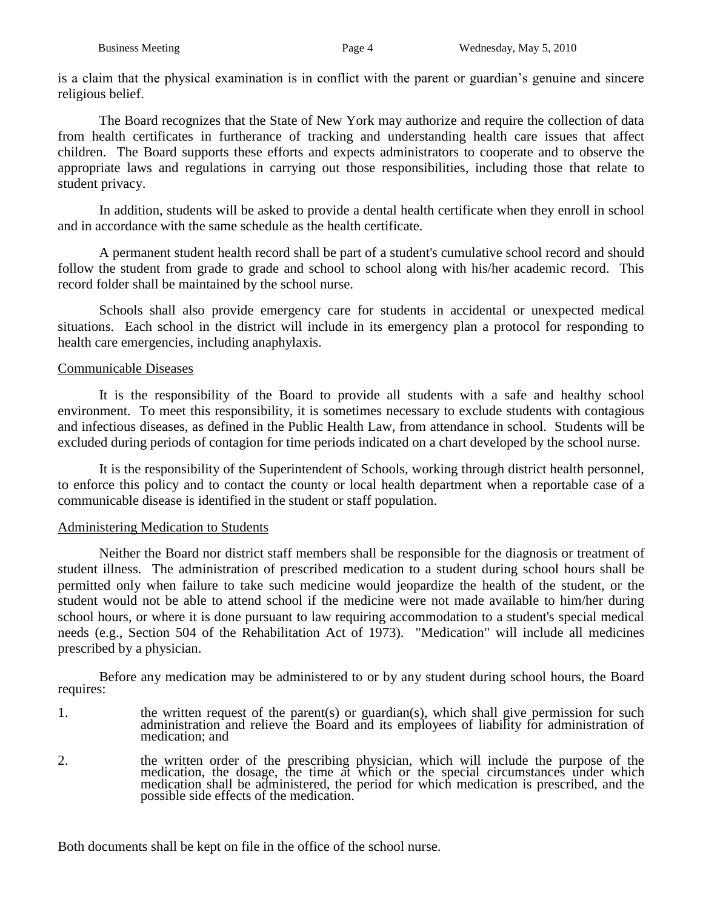is a claim that the physical examination is in conflict with the parent or guardian's genuine and sincere religious belief.

The Board recognizes that the State of New York may authorize and require the collection of data from health certificates in furtherance of tracking and understanding health care issues that affect children. The Board supports these efforts and expects administrators to cooperate and to observe the appropriate laws and regulations in carrying out those responsibilities, including those that relate to student privacy.

In addition, students will be asked to provide a dental health certificate when they enroll in school and in accordance with the same schedule as the health certificate.

A permanent student health record shall be part of a student's cumulative school record and should follow the student from grade to grade and school to school along with his/her academic record. This record folder shall be maintained by the school nurse.

Schools shall also provide emergency care for students in accidental or unexpected medical situations. Each school in the district will include in its emergency plan a protocol for responding to health care emergencies, including anaphylaxis.

Communicable Diseases

It is the responsibility of the Board to provide all students with a safe and healthy school environment. To meet this responsibility, it is sometimes necessary to exclude students with contagious and infectious diseases, as defined in the Public Health Law, from attendance in school. Students will be excluded during periods of contagion for time periods indicated on a chart developed by the school nurse.

It is the responsibility of the Superintendent of Schools, working through district health personnel, to enforce this policy and to contact the county or local health department when a reportable case of a communicable disease is identified in the student or staff population.

Administering Medication to Students

Neither the Board nor district staff members shall be responsible for the diagnosis or treatment of student illness. The administration of prescribed medication to a student during school hours shall be permitted only when failure to take such medicine would jeopardize the health of the student, or the student would not be able to attend school if the medicine were not made available to him/her during school hours, or where it is done pursuant to law requiring accommodation to a student's special medical needs (e.g., Section 504 of the Rehabilitation Act of 1973). "Medication" will include all medicines prescribed by a physician.

Before any medication may be administered to or by any student during school hours, the Board requires:

1. the written request of the parent(s) or guardian(s), which shall give permission for such administration and relieve the Board and its employees of liability for administration of medication; and

2. the written order of the prescribing physician, which will include the purpose of the medication, the dosage, the time at which or the special circumstances under which medication shall be administered, the period for which medication is prescribed, and the possible side effects of the medication.

Both documents shall be kept on file in the office of the school nurse.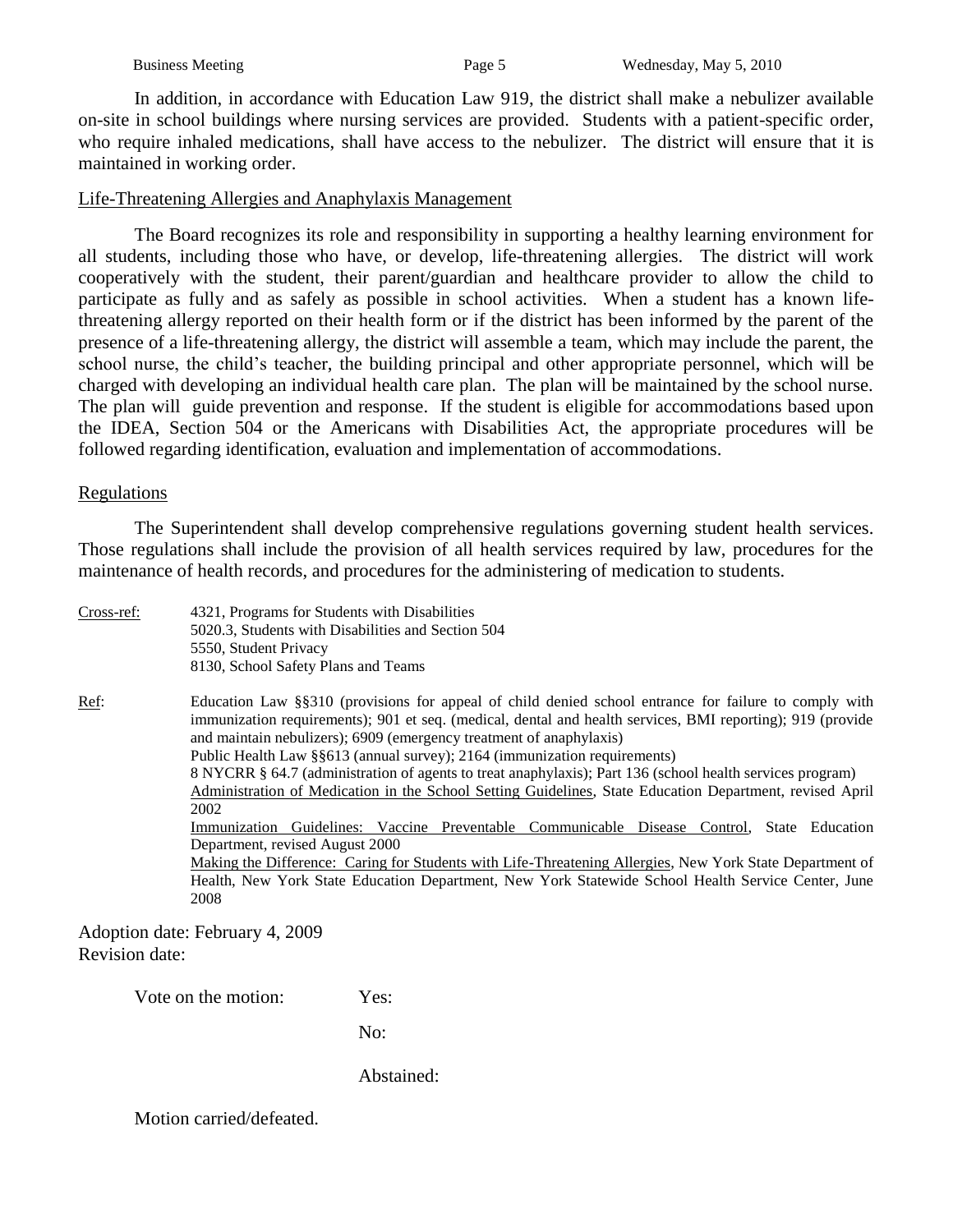In addition, in accordance with Education Law 919, the district shall make a nebulizer available on-site in school buildings where nursing services are provided. Students with a patient-specific order, who require inhaled medications, shall have access to the nebulizer. The district will ensure that it is maintained in working order.

<u>Life-Threatening Allergies and Anaphylaxis Management</u>

The Board recognizes its role and responsibility in supporting a healthy learning environment for all students, including those who have, or develop, life-threatening allergies. The district will work cooperatively with the student, their parent/guardian and healthcare provider to allow the child to participate as fully and as safely as possible in school activities. When a student has a known life-threatening allergy reported on their health form or if the district has been informed by the parent of the presence of a life-threatening allergy, the district will assemble a team, which may include the parent, the school nurse, the child's teacher, the building principal and other appropriate personnel, which will be charged with developing an individual health care plan. The plan will be maintained by the school nurse. The plan will guide prevention and response. If the student is eligible for accommodations based upon the IDEA, Section 504 or the Americans with Disabilities Act, the appropriate procedures will be followed regarding identification, evaluation and implementation of accommodations.

<u>Regulations</u>

The Superintendent shall develop comprehensive regulations governing student health services. Those regulations shall include the provision of all health services required by law, procedures for the maintenance of health records, and procedures for the administering of medication to students.

<u>Cross-ref:</u> 4321, Programs for Students with Disabilities
5020.3, Students with Disabilities and Section 504
5550, Student Privacy
8130, School Safety Plans and Teams

<u>Ref</u>: Education Law §§310 (provisions for appeal of child denied school entrance for failure to comply with immunization requirements); 901 et seq. (medical, dental and health services, BMI reporting); 919 (provide and maintain nebulizers); 6909 (emergency treatment of anaphylaxis)
Public Health Law §§613 (annual survey); 2164 (immunization requirements)
8 NYCRR § 64.7 (administration of agents to treat anaphylaxis); Part 136 (school health services program)
<u>Administration of Medication in the School Setting Guidelines</u>, State Education Department, revised April 2002
<u>Immunization Guidelines: Vaccine Preventable Communicable Disease Control</u>, State Education Department, revised August 2000
<u>Making the Difference: Caring for Students with Life-Threatening Allergies</u>, New York State Department of Health, New York State Education Department, New York Statewide School Health Service Center, June 2008

Adoption date: February 4, 2009
Revision date:

Vote on the motion: Yes:

No:

Abstained:

Motion carried/defeated.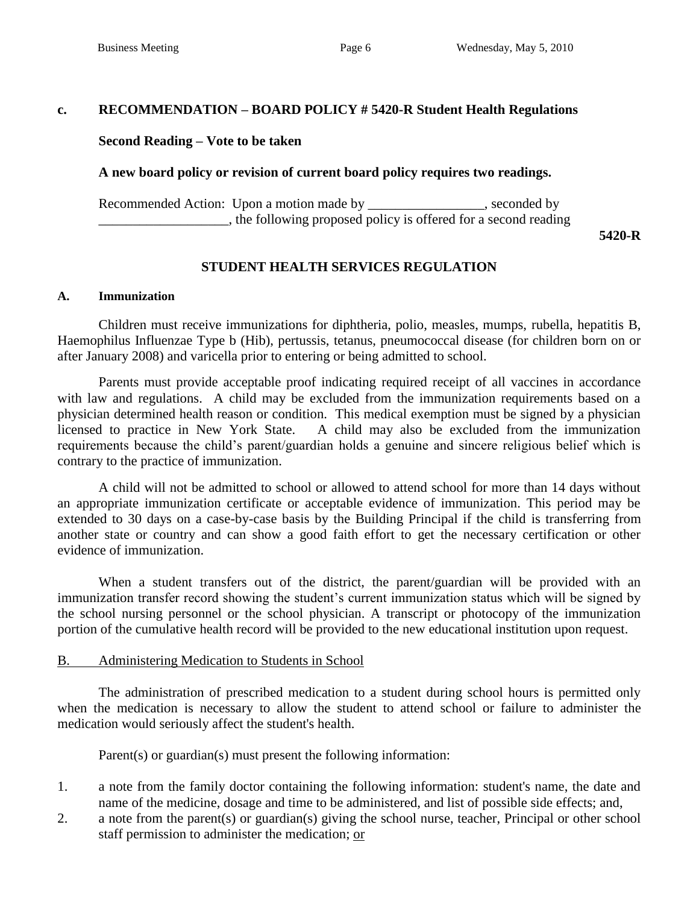**c. RECOMMENDATION – BOARD POLICY # 5420-R Student Health Regulations**

**Second Reading – Vote to be taken**

**A new board policy or revision of current board policy requires two readings.**

Recommended Action: Upon a motion made by _________________, seconded by ___________________, the following proposed policy is offered for a second reading

**5420-R**

## STUDENT HEALTH SERVICES REGULATION

### A. Immunization

Children must receive immunizations for diphtheria, polio, measles, mumps, rubella, hepatitis B, Haemophilus Influenzae Type b (Hib), pertussis, tetanus, pneumococcal disease (for children born on or after January 2008) and varicella prior to entering or being admitted to school.

Parents must provide acceptable proof indicating required receipt of all vaccines in accordance with law and regulations. A child may be excluded from the immunization requirements based on a physician determined health reason or condition. This medical exemption must be signed by a physician licensed to practice in New York State. A child may also be excluded from the immunization requirements because the child's parent/guardian holds a genuine and sincere religious belief which is contrary to the practice of immunization.

A child will not be admitted to school or allowed to attend school for more than 14 days without an appropriate immunization certificate or acceptable evidence of immunization. This period may be extended to 30 days on a case-by-case basis by the Building Principal if the child is transferring from another state or country and can show a good faith effort to get the necessary certification or other evidence of immunization.

When a student transfers out of the district, the parent/guardian will be provided with an immunization transfer record showing the student's current immunization status which will be signed by the school nursing personnel or the school physician. A transcript or photocopy of the immunization portion of the cumulative health record will be provided to the new educational institution upon request.

### B. Administering Medication to Students in School

The administration of prescribed medication to a student during school hours is permitted only when the medication is necessary to allow the student to attend school or failure to administer the medication would seriously affect the student's health.

Parent(s) or guardian(s) must present the following information:

1. a note from the family doctor containing the following information: student's name, the date and name of the medicine, dosage and time to be administered, and list of possible side effects; and,
2. a note from the parent(s) or guardian(s) giving the school nurse, teacher, Principal or other school staff permission to administer the medication; or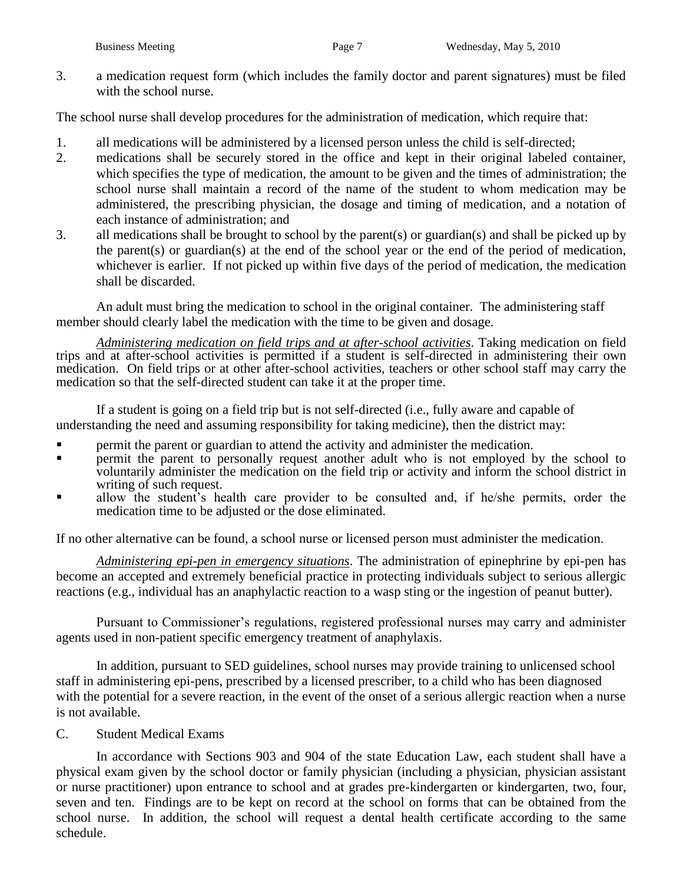3. a medication request form (which includes the family doctor and parent signatures) must be filed with the school nurse.

The school nurse shall develop procedures for the administration of medication, which require that:

1. all medications will be administered by a licensed person unless the child is self-directed;
2. medications shall be securely stored in the office and kept in their original labeled container, which specifies the type of medication, the amount to be given and the times of administration; the school nurse shall maintain a record of the name of the student to whom medication may be administered, the prescribing physician, the dosage and timing of medication, and a notation of each instance of administration; and
3. all medications shall be brought to school by the parent(s) or guardian(s) and shall be picked up by the parent(s) or guardian(s) at the end of the school year or the end of the period of medication, whichever is earlier. If not picked up within five days of the period of medication, the medication shall be discarded.

An adult must bring the medication to school in the original container. The administering staff member should clearly label the medication with the time to be given and dosage.

*<u>Administering medication on field trips and at after-school activities</u>*. Taking medication on field trips and at after-school activities is permitted if a student is self-directed in administering their own medication. On field trips or at other after-school activities, teachers or other school staff may carry the medication so that the self-directed student can take it at the proper time.

If a student is going on a field trip but is not self-directed (i.e., fully aware and capable of understanding the need and assuming responsibility for taking medicine), then the district may:

- permit the parent or guardian to attend the activity and administer the medication.
- permit the parent to personally request another adult who is not employed by the school to voluntarily administer the medication on the field trip or activity and inform the school district in writing of such request.
- allow the student's health care provider to be consulted and, if he/she permits, order the medication time to be adjusted or the dose eliminated.

If no other alternative can be found, a school nurse or licensed person must administer the medication.

*<u>Administering epi-pen in emergency situations</u>*. The administration of epinephrine by epi-pen has become an accepted and extremely beneficial practice in protecting individuals subject to serious allergic reactions (e.g., individual has an anaphylactic reaction to a wasp sting or the ingestion of peanut butter).

Pursuant to Commissioner's regulations, registered professional nurses may carry and administer agents used in non-patient specific emergency treatment of anaphylaxis.

In addition, pursuant to SED guidelines, school nurses may provide training to unlicensed school staff in administering epi-pens, prescribed by a licensed prescriber, to a child who has been diagnosed with the potential for a severe reaction, in the event of the onset of a serious allergic reaction when a nurse is not available.

C. Student Medical Exams

In accordance with Sections 903 and 904 of the state Education Law, each student shall have a physical exam given by the school doctor or family physician (including a physician, physician assistant or nurse practitioner) upon entrance to school and at grades pre-kindergarten or kindergarten, two, four, seven and ten. Findings are to be kept on record at the school on forms that can be obtained from the school nurse. In addition, the school will request a dental health certificate according to the same schedule.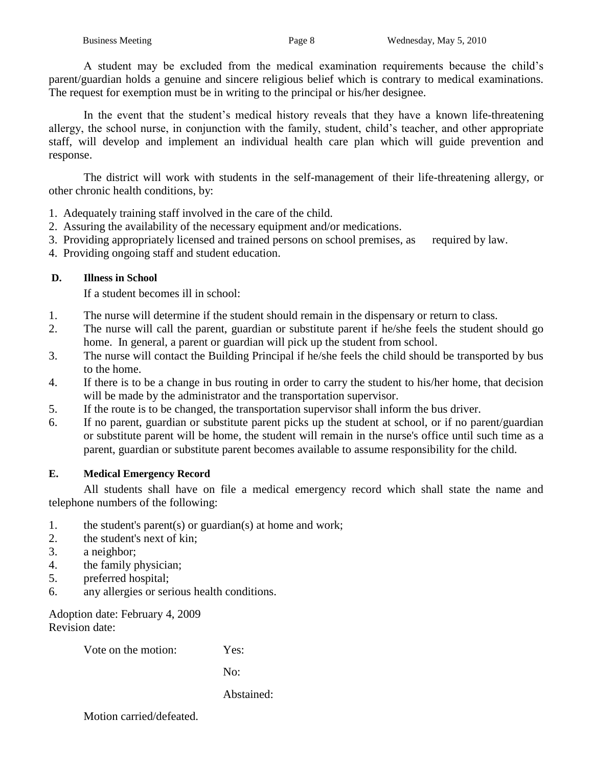A student may be excluded from the medical examination requirements because the child's parent/guardian holds a genuine and sincere religious belief which is contrary to medical examinations. The request for exemption must be in writing to the principal or his/her designee.

In the event that the student's medical history reveals that they have a known life-threatening allergy, the school nurse, in conjunction with the family, student, child's teacher, and other appropriate staff, will develop and implement an individual health care plan which will guide prevention and response.

The district will work with students in the self-management of their life-threatening allergy, or other chronic health conditions, by:

1. Adequately training staff involved in the care of the child.
2. Assuring the availability of the necessary equipment and/or medications.
3. Providing appropriately licensed and trained persons on school premises, as required by law.
4. Providing ongoing staff and student education.

**D. Illness in School**

If a student becomes ill in school:

1. The nurse will determine if the student should remain in the dispensary or return to class.
2. The nurse will call the parent, guardian or substitute parent if he/she feels the student should go home. In general, a parent or guardian will pick up the student from school.
3. The nurse will contact the Building Principal if he/she feels the child should be transported by bus to the home.
4. If there is to be a change in bus routing in order to carry the student to his/her home, that decision will be made by the administrator and the transportation supervisor.
5. If the route is to be changed, the transportation supervisor shall inform the bus driver.
6. If no parent, guardian or substitute parent picks up the student at school, or if no parent/guardian or substitute parent will be home, the student will remain in the nurse's office until such time as a parent, guardian or substitute parent becomes available to assume responsibility for the child.

**E. Medical Emergency Record**

All students shall have on file a medical emergency record which shall state the name and telephone numbers of the following:

1. the student's parent(s) or guardian(s) at home and work;
2. the student's next of kin;
3. a neighbor;
4. the family physician;
5. preferred hospital;
6. any allergies or serious health conditions.

Adoption date: February 4, 2009
Revision date:

Vote on the motion: Yes:

No:

Abstained:

Motion carried/defeated.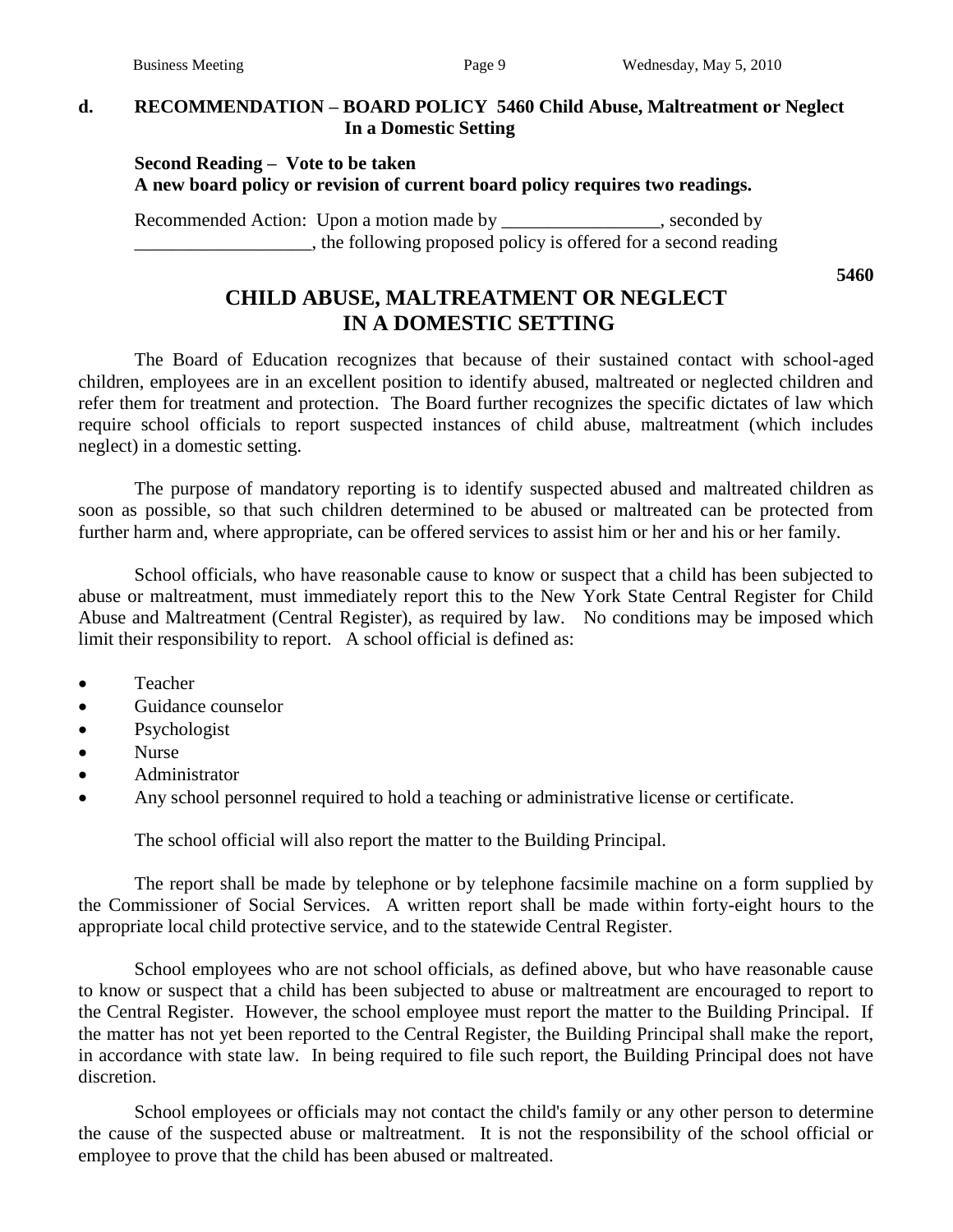**d. RECOMMENDATION – BOARD POLICY 5460 Child Abuse, Maltreatment or Neglect In a Domestic Setting**

**Second Reading – Vote to be taken**
**A new board policy or revision of current board policy requires two readings.**

Recommended Action: Upon a motion made by _________________, seconded by ___________________, the following proposed policy is offered for a second reading

**5460**

## CHILD ABUSE, MALTREATMENT OR NEGLECT IN A DOMESTIC SETTING

The Board of Education recognizes that because of their sustained contact with school-aged children, employees are in an excellent position to identify abused, maltreated or neglected children and refer them for treatment and protection. The Board further recognizes the specific dictates of law which require school officials to report suspected instances of child abuse, maltreatment (which includes neglect) in a domestic setting.

The purpose of mandatory reporting is to identify suspected abused and maltreated children as soon as possible, so that such children determined to be abused or maltreated can be protected from further harm and, where appropriate, can be offered services to assist him or her and his or her family.

School officials, who have reasonable cause to know or suspect that a child has been subjected to abuse or maltreatment, must immediately report this to the New York State Central Register for Child Abuse and Maltreatment (Central Register), as required by law. No conditions may be imposed which limit their responsibility to report. A school official is defined as:

- Teacher
- Guidance counselor
- Psychologist
- Nurse
- Administrator
- Any school personnel required to hold a teaching or administrative license or certificate.

The school official will also report the matter to the Building Principal.

The report shall be made by telephone or by telephone facsimile machine on a form supplied by the Commissioner of Social Services. A written report shall be made within forty-eight hours to the appropriate local child protective service, and to the statewide Central Register.

School employees who are not school officials, as defined above, but who have reasonable cause to know or suspect that a child has been subjected to abuse or maltreatment are encouraged to report to the Central Register. However, the school employee must report the matter to the Building Principal. If the matter has not yet been reported to the Central Register, the Building Principal shall make the report, in accordance with state law. In being required to file such report, the Building Principal does not have discretion.

School employees or officials may not contact the child's family or any other person to determine the cause of the suspected abuse or maltreatment. It is not the responsibility of the school official or employee to prove that the child has been abused or maltreated.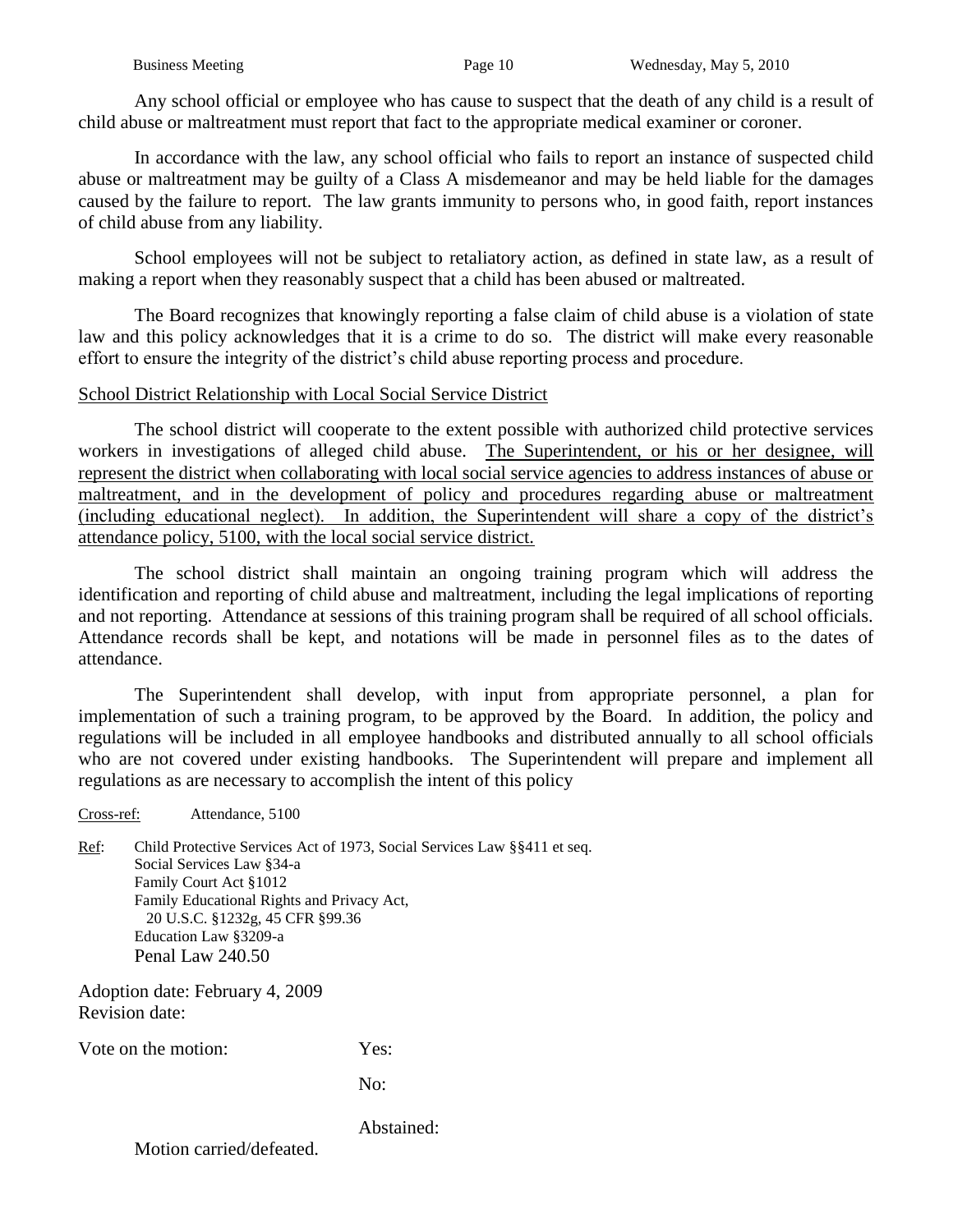Any school official or employee who has cause to suspect that the death of any child is a result of child abuse or maltreatment must report that fact to the appropriate medical examiner or coroner.

In accordance with the law, any school official who fails to report an instance of suspected child abuse or maltreatment may be guilty of a Class A misdemeanor and may be held liable for the damages caused by the failure to report. The law grants immunity to persons who, in good faith, report instances of child abuse from any liability.

School employees will not be subject to retaliatory action, as defined in state law, as a result of making a report when they reasonably suspect that a child has been abused or maltreated.

The Board recognizes that knowingly reporting a false claim of child abuse is a violation of state law and this policy acknowledges that it is a crime to do so. The district will make every reasonable effort to ensure the integrity of the district's child abuse reporting process and procedure.

<u>School District Relationship with Local Social Service District</u>

The school district will cooperate to the extent possible with authorized child protective services workers in investigations of alleged child abuse. <u>The Superintendent, or his or her designee, will represent the district when collaborating with local social service agencies to address instances of abuse or maltreatment, and in the development of policy and procedures regarding abuse or maltreatment (including educational neglect). In addition, the Superintendent will share a copy of the district's attendance policy, 5100, with the local social service district.</u>

The school district shall maintain an ongoing training program which will address the identification and reporting of child abuse and maltreatment, including the legal implications of reporting and not reporting. Attendance at sessions of this training program shall be required of all school officials. Attendance records shall be kept, and notations will be made in personnel files as to the dates of attendance.

The Superintendent shall develop, with input from appropriate personnel, a plan for implementation of such a training program, to be approved by the Board. In addition, the policy and regulations will be included in all employee handbooks and distributed annually to all school officials who are not covered under existing handbooks. The Superintendent will prepare and implement all regulations as are necessary to accomplish the intent of this policy

<u>Cross-ref:</u> Attendance, 5100

<u>Ref</u>: Child Protective Services Act of 1973, Social Services Law §§411 et seq.
Social Services Law §34-a
Family Court Act §1012
Family Educational Rights and Privacy Act,
20 U.S.C. §1232g, 45 CFR §99.36
Education Law §3209-a
Penal Law 240.50

Adoption date: February 4, 2009
Revision date:

Vote on the motion: Yes:

No:

Abstained:

Motion carried/defeated.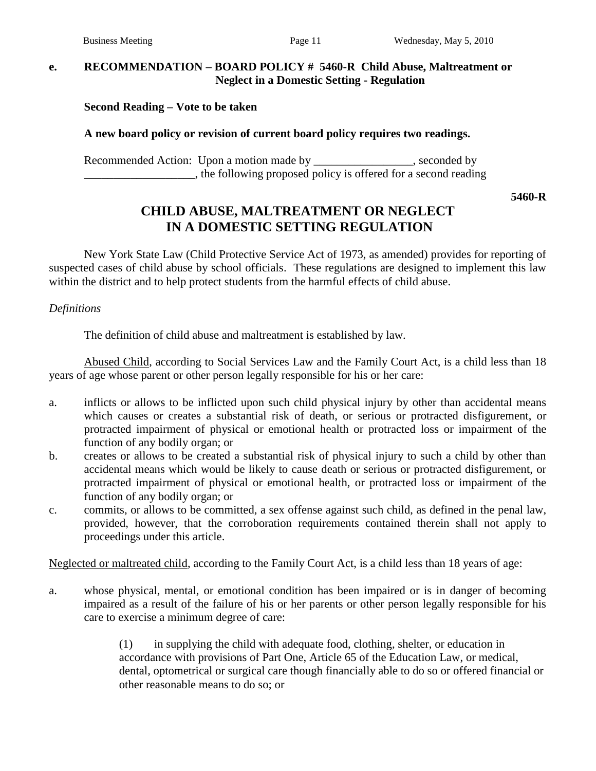**e. RECOMMENDATION – BOARD POLICY # 5460-R Child Abuse, Maltreatment or Neglect in a Domestic Setting - Regulation**

**Second Reading – Vote to be taken**

**A new board policy or revision of current board policy requires two readings.**

Recommended Action: Upon a motion made by _________________, seconded by ___________________, the following proposed policy is offered for a second reading

**5460-R**

## CHILD ABUSE, MALTREATMENT OR NEGLECT IN A DOMESTIC SETTING REGULATION

New York State Law (Child Protective Service Act of 1973, as amended) provides for reporting of suspected cases of child abuse by school officials. These regulations are designed to implement this law within the district and to help protect students from the harmful effects of child abuse.

*Definitions*

The definition of child abuse and maltreatment is established by law.

<u>Abused Child</u>, according to Social Services Law and the Family Court Act, is a child less than 18 years of age whose parent or other person legally responsible for his or her care:

a. inflicts or allows to be inflicted upon such child physical injury by other than accidental means which causes or creates a substantial risk of death, or serious or protracted disfigurement, or protracted impairment of physical or emotional health or protracted loss or impairment of the function of any bodily organ; or
b. creates or allows to be created a substantial risk of physical injury to such a child by other than accidental means which would be likely to cause death or serious or protracted disfigurement, or protracted impairment of physical or emotional health, or protracted loss or impairment of the function of any bodily organ; or
c. commits, or allows to be committed, a sex offense against such child, as defined in the penal law, provided, however, that the corroboration requirements contained therein shall not apply to proceedings under this article.

<u>Neglected or maltreated child</u>, according to the Family Court Act, is a child less than 18 years of age:

a. whose physical, mental, or emotional condition has been impaired or is in danger of becoming impaired as a result of the failure of his or her parents or other person legally responsible for his care to exercise a minimum degree of care:

    (1) in supplying the child with adequate food, clothing, shelter, or education in accordance with provisions of Part One, Article 65 of the Education Law, or medical, dental, optometrical or surgical care though financially able to do so or offered financial or other reasonable means to do so; or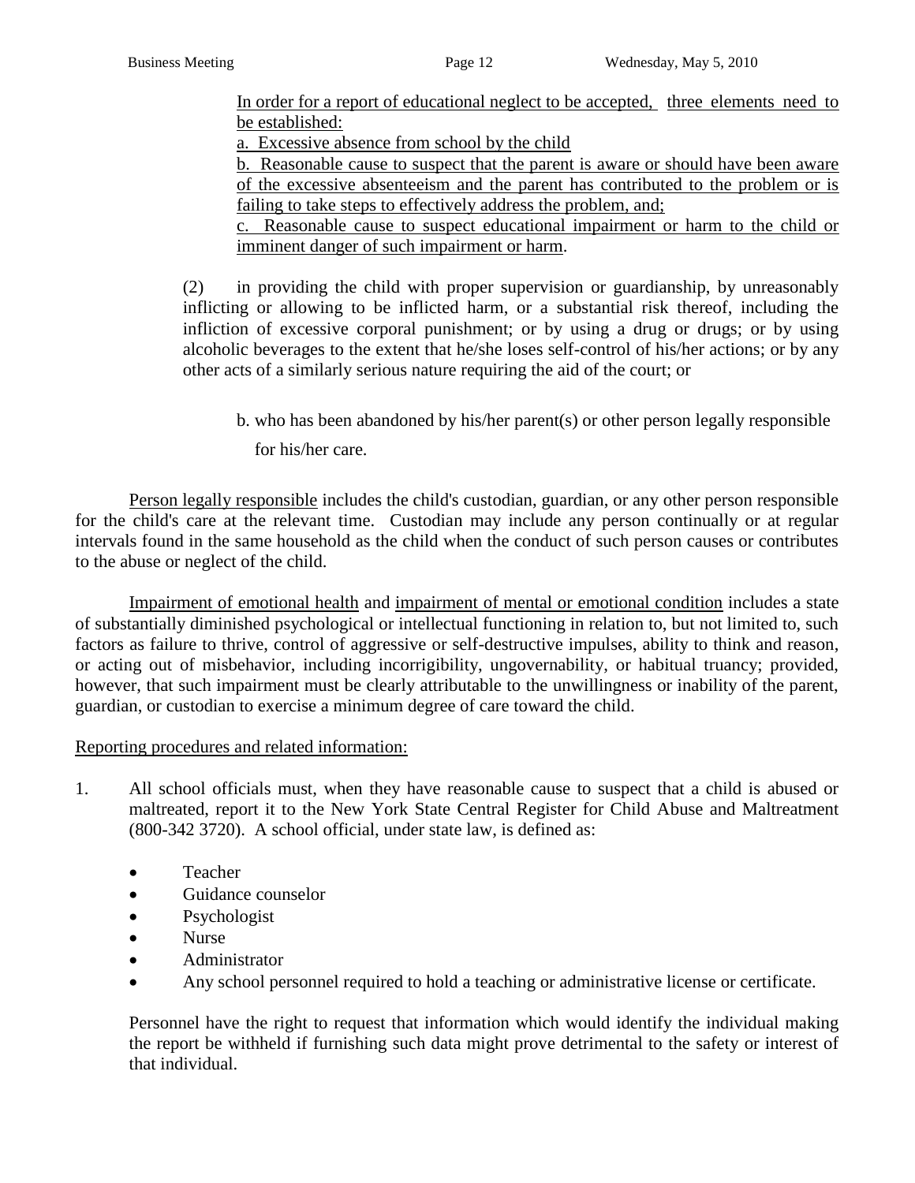In order for a report of educational neglect to be accepted, three elements need to be established:

a. Excessive absence from school by the child

b. Reasonable cause to suspect that the parent is aware or should have been aware of the excessive absenteeism and the parent has contributed to the problem or is failing to take steps to effectively address the problem, and;

c. Reasonable cause to suspect educational impairment or harm to the child or imminent danger of such impairment or harm.

(2) in providing the child with proper supervision or guardianship, by unreasonably inflicting or allowing to be inflicted harm, or a substantial risk thereof, including the infliction of excessive corporal punishment; or by using a drug or drugs; or by using alcoholic beverages to the extent that he/she loses self-control of his/her actions; or by any other acts of a similarly serious nature requiring the aid of the court; or

b. who has been abandoned by his/her parent(s) or other person legally responsible for his/her care.

Person legally responsible includes the child's custodian, guardian, or any other person responsible for the child's care at the relevant time. Custodian may include any person continually or at regular intervals found in the same household as the child when the conduct of such person causes or contributes to the abuse or neglect of the child.

Impairment of emotional health and impairment of mental or emotional condition includes a state of substantially diminished psychological or intellectual functioning in relation to, but not limited to, such factors as failure to thrive, control of aggressive or self-destructive impulses, ability to think and reason, or acting out of misbehavior, including incorrigibility, ungovernability, or habitual truancy; provided, however, that such impairment must be clearly attributable to the unwillingness or inability of the parent, guardian, or custodian to exercise a minimum degree of care toward the child.

Reporting procedures and related information:

1. All school officials must, when they have reasonable cause to suspect that a child is abused or maltreated, report it to the New York State Central Register for Child Abuse and Maltreatment (800-342 3720). A school official, under state law, is defined as:

   - Teacher
   - Guidance counselor
   - Psychologist
   - Nurse
   - Administrator
   - Any school personnel required to hold a teaching or administrative license or certificate.

   Personnel have the right to request that information which would identify the individual making the report be withheld if furnishing such data might prove detrimental to the safety or interest of that individual.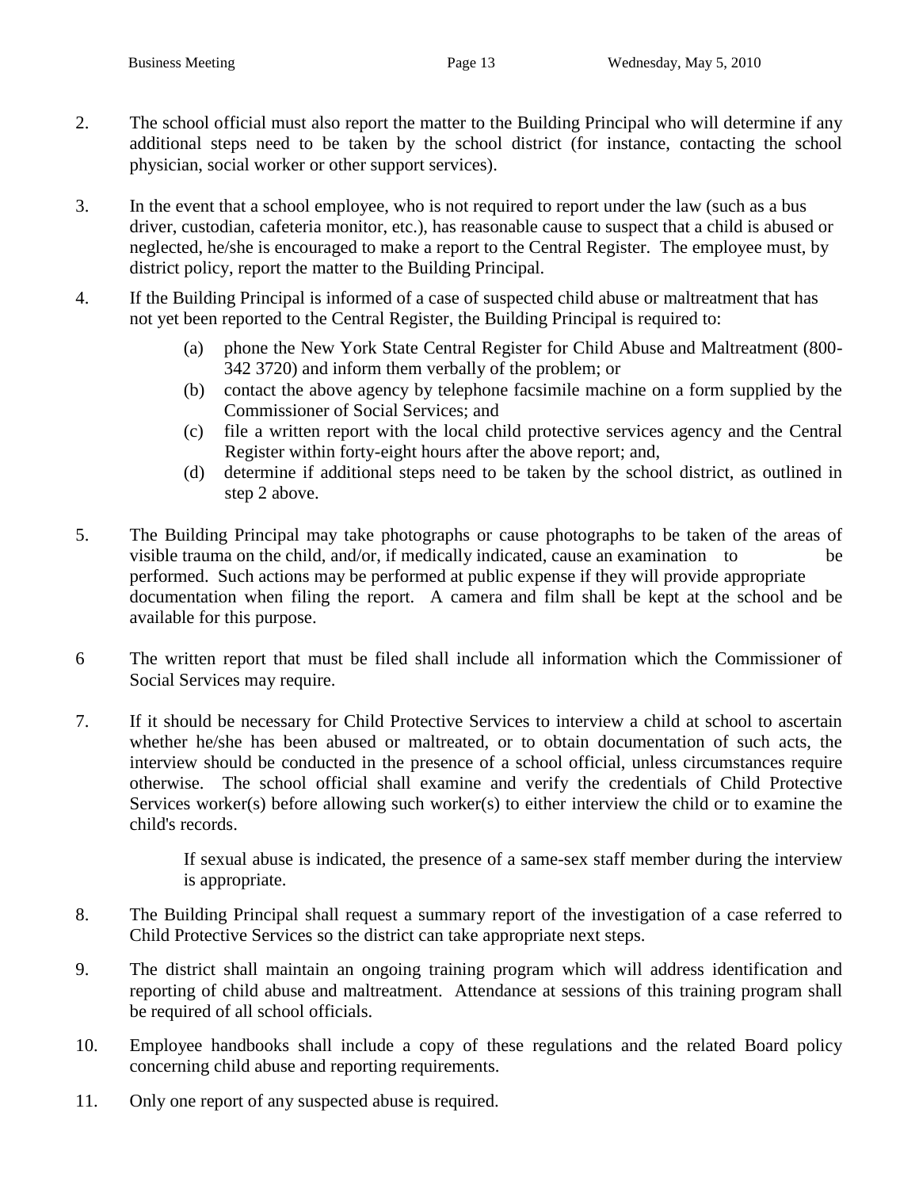2. The school official must also report the matter to the Building Principal who will determine if any additional steps need to be taken by the school district (for instance, contacting the school physician, social worker or other support services).

3. In the event that a school employee, who is not required to report under the law (such as a bus driver, custodian, cafeteria monitor, etc.), has reasonable cause to suspect that a child is abused or neglected, he/she is encouraged to make a report to the Central Register. The employee must, by district policy, report the matter to the Building Principal.

4. If the Building Principal is informed of a case of suspected child abuse or maltreatment that has not yet been reported to the Central Register, the Building Principal is required to:

    (a) phone the New York State Central Register for Child Abuse and Maltreatment (800-342 3720) and inform them verbally of the problem; or
    (b) contact the above agency by telephone facsimile machine on a form supplied by the Commissioner of Social Services; and
    (c) file a written report with the local child protective services agency and the Central Register within forty-eight hours after the above report; and,
    (d) determine if additional steps need to be taken by the school district, as outlined in step 2 above.

5. The Building Principal may take photographs or cause photographs to be taken of the areas of visible trauma on the child, and/or, if medically indicated, cause an examination to be performed. Such actions may be performed at public expense if they will provide appropriate documentation when filing the report. A camera and film shall be kept at the school and be available for this purpose.

6 The written report that must be filed shall include all information which the Commissioner of Social Services may require.

7. If it should be necessary for Child Protective Services to interview a child at school to ascertain whether he/she has been abused or maltreated, or to obtain documentation of such acts, the interview should be conducted in the presence of a school official, unless circumstances require otherwise. The school official shall examine and verify the credentials of Child Protective Services worker(s) before allowing such worker(s) to either interview the child or to examine the child's records.

    If sexual abuse is indicated, the presence of a same-sex staff member during the interview is appropriate.

8. The Building Principal shall request a summary report of the investigation of a case referred to Child Protective Services so the district can take appropriate next steps.

9. The district shall maintain an ongoing training program which will address identification and reporting of child abuse and maltreatment. Attendance at sessions of this training program shall be required of all school officials.

10. Employee handbooks shall include a copy of these regulations and the related Board policy concerning child abuse and reporting requirements.

11. Only one report of any suspected abuse is required.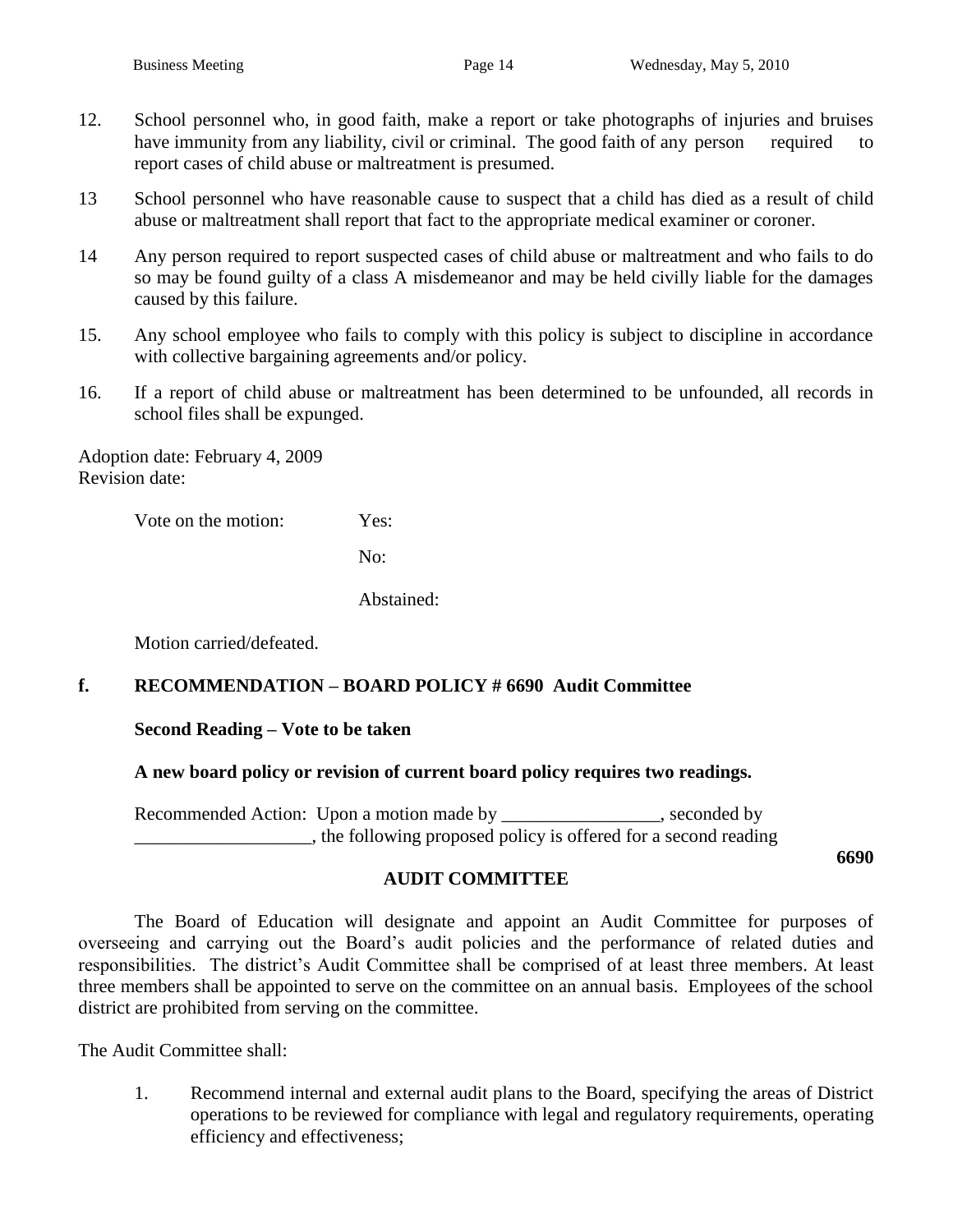12. School personnel who, in good faith, make a report or take photographs of injuries and bruises have immunity from any liability, civil or criminal. The good faith of any person required to report cases of child abuse or maltreatment is presumed.

13 School personnel who have reasonable cause to suspect that a child has died as a result of child abuse or maltreatment shall report that fact to the appropriate medical examiner or coroner.

14 Any person required to report suspected cases of child abuse or maltreatment and who fails to do so may be found guilty of a class A misdemeanor and may be held civilly liable for the damages caused by this failure.

15. Any school employee who fails to comply with this policy is subject to discipline in accordance with collective bargaining agreements and/or policy.

16. If a report of child abuse or maltreatment has been determined to be unfounded, all records in school files shall be expunged.

Adoption date: February 4, 2009
Revision date:

Vote on the motion: Yes:

No:

Abstained:

Motion carried/defeated.

**f. RECOMMENDATION – BOARD POLICY # 6690 Audit Committee**

**Second Reading – Vote to be taken**

**A new board policy or revision of current board policy requires two readings.**

Recommended Action: Upon a motion made by _________________, seconded by ___________________, the following proposed policy is offered for a second reading

**6690**

**AUDIT COMMITTEE**

The Board of Education will designate and appoint an Audit Committee for purposes of overseeing and carrying out the Board's audit policies and the performance of related duties and responsibilities. The district's Audit Committee shall be comprised of at least three members. At least three members shall be appointed to serve on the committee on an annual basis. Employees of the school district are prohibited from serving on the committee.

The Audit Committee shall:

1. Recommend internal and external audit plans to the Board, specifying the areas of District operations to be reviewed for compliance with legal and regulatory requirements, operating efficiency and effectiveness;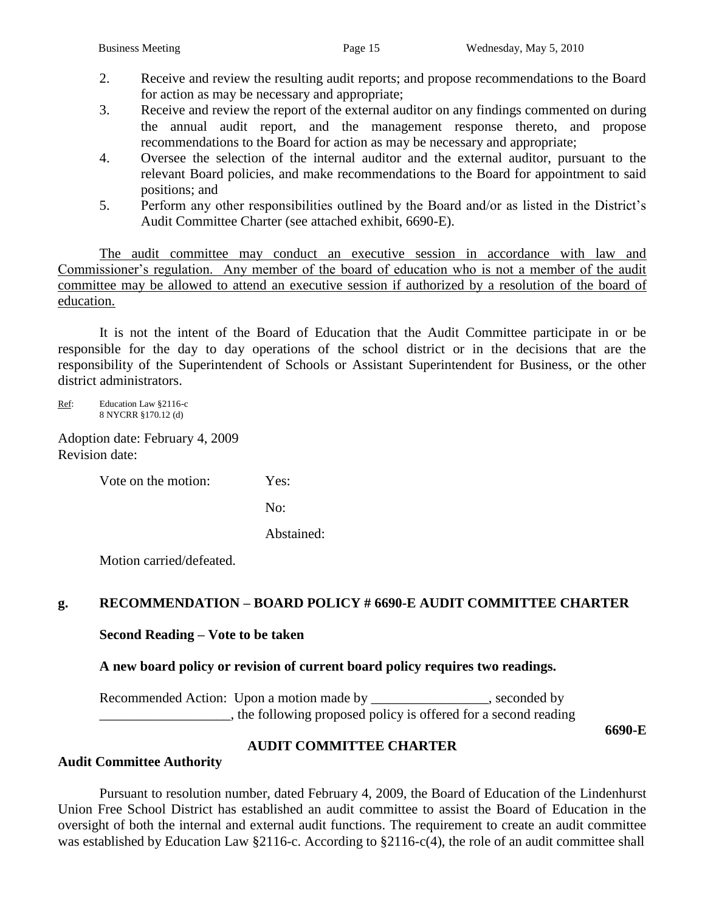2. Receive and review the resulting audit reports; and propose recommendations to the Board for action as may be necessary and appropriate;
3. Receive and review the report of the external auditor on any findings commented on during the annual audit report, and the management response thereto, and propose recommendations to the Board for action as may be necessary and appropriate;
4. Oversee the selection of the internal auditor and the external auditor, pursuant to the relevant Board policies, and make recommendations to the Board for appointment to said positions; and
5. Perform any other responsibilities outlined by the Board and/or as listed in the District's Audit Committee Charter (see attached exhibit, 6690-E).

<u>The audit committee may conduct an executive session in accordance with law and Commissioner's regulation. Any member of the board of education who is not a member of the audit committee may be allowed to attend an executive session if authorized by a resolution of the board of education.</u>

It is not the intent of the Board of Education that the Audit Committee participate in or be responsible for the day to day operations of the school district or in the decisions that are the responsibility of the Superintendent of Schools or Assistant Superintendent for Business, or the other district administrators.

<u>Ref</u>: Education Law §2116-c
8 NYCRR §170.12 (d)

Adoption date: February 4, 2009
Revision date:

Vote on the motion: Yes:

No:

Abstained:

Motion carried/defeated.

## g. RECOMMENDATION – BOARD POLICY # 6690-E AUDIT COMMITTEE CHARTER

**Second Reading – Vote to be taken**

**A new board policy or revision of current board policy requires two readings.**

Recommended Action: Upon a motion made by _________________, seconded by ___________________, the following proposed policy is offered for a second reading

**6690-E**

### AUDIT COMMITTEE CHARTER

**Audit Committee Authority**

Pursuant to resolution number, dated February 4, 2009, the Board of Education of the Lindenhurst Union Free School District has established an audit committee to assist the Board of Education in the oversight of both the internal and external audit functions. The requirement to create an audit committee was established by Education Law §2116-c. According to §2116-c(4), the role of an audit committee shall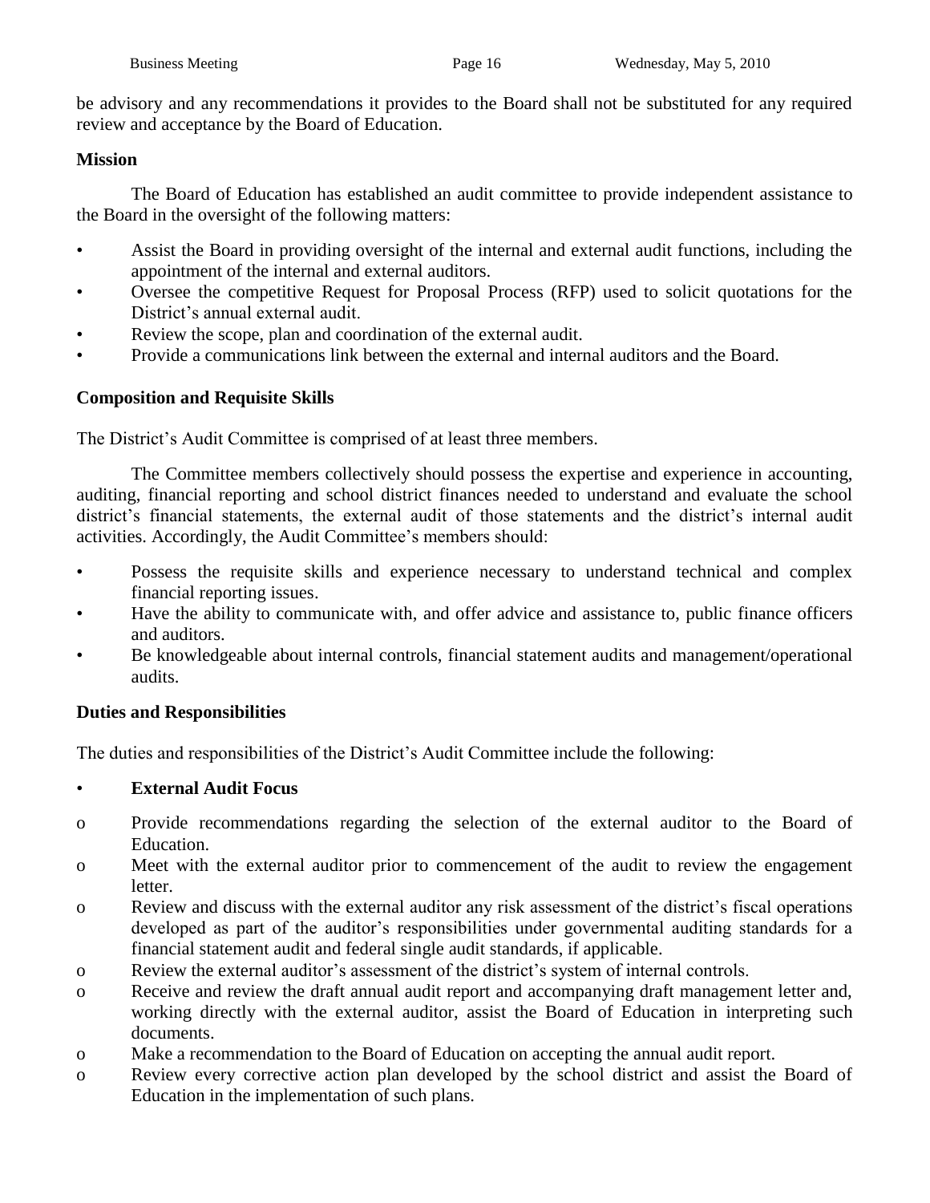be advisory and any recommendations it provides to the Board shall not be substituted for any required review and acceptance by the Board of Education.

**Mission**

The Board of Education has established an audit committee to provide independent assistance to the Board in the oversight of the following matters:

- Assist the Board in providing oversight of the internal and external audit functions, including the appointment of the internal and external auditors.
- Oversee the competitive Request for Proposal Process (RFP) used to solicit quotations for the District's annual external audit.
- Review the scope, plan and coordination of the external audit.
- Provide a communications link between the external and internal auditors and the Board.

**Composition and Requisite Skills**

The District's Audit Committee is comprised of at least three members.

The Committee members collectively should possess the expertise and experience in accounting, auditing, financial reporting and school district finances needed to understand and evaluate the school district's financial statements, the external audit of those statements and the district's internal audit activities. Accordingly, the Audit Committee's members should:

- Possess the requisite skills and experience necessary to understand technical and complex financial reporting issues.
- Have the ability to communicate with, and offer advice and assistance to, public finance officers and auditors.
- Be knowledgeable about internal controls, financial statement audits and management/operational audits.

**Duties and Responsibilities**

The duties and responsibilities of the District's Audit Committee include the following:

- **External Audit Focus**
  - Provide recommendations regarding the selection of the external auditor to the Board of Education.
  - Meet with the external auditor prior to commencement of the audit to review the engagement letter.
  - Review and discuss with the external auditor any risk assessment of the district's fiscal operations developed as part of the auditor's responsibilities under governmental auditing standards for a financial statement audit and federal single audit standards, if applicable.
  - Review the external auditor's assessment of the district's system of internal controls.
  - Receive and review the draft annual audit report and accompanying draft management letter and, working directly with the external auditor, assist the Board of Education in interpreting such documents.
  - Make a recommendation to the Board of Education on accepting the annual audit report.
  - Review every corrective action plan developed by the school district and assist the Board of Education in the implementation of such plans.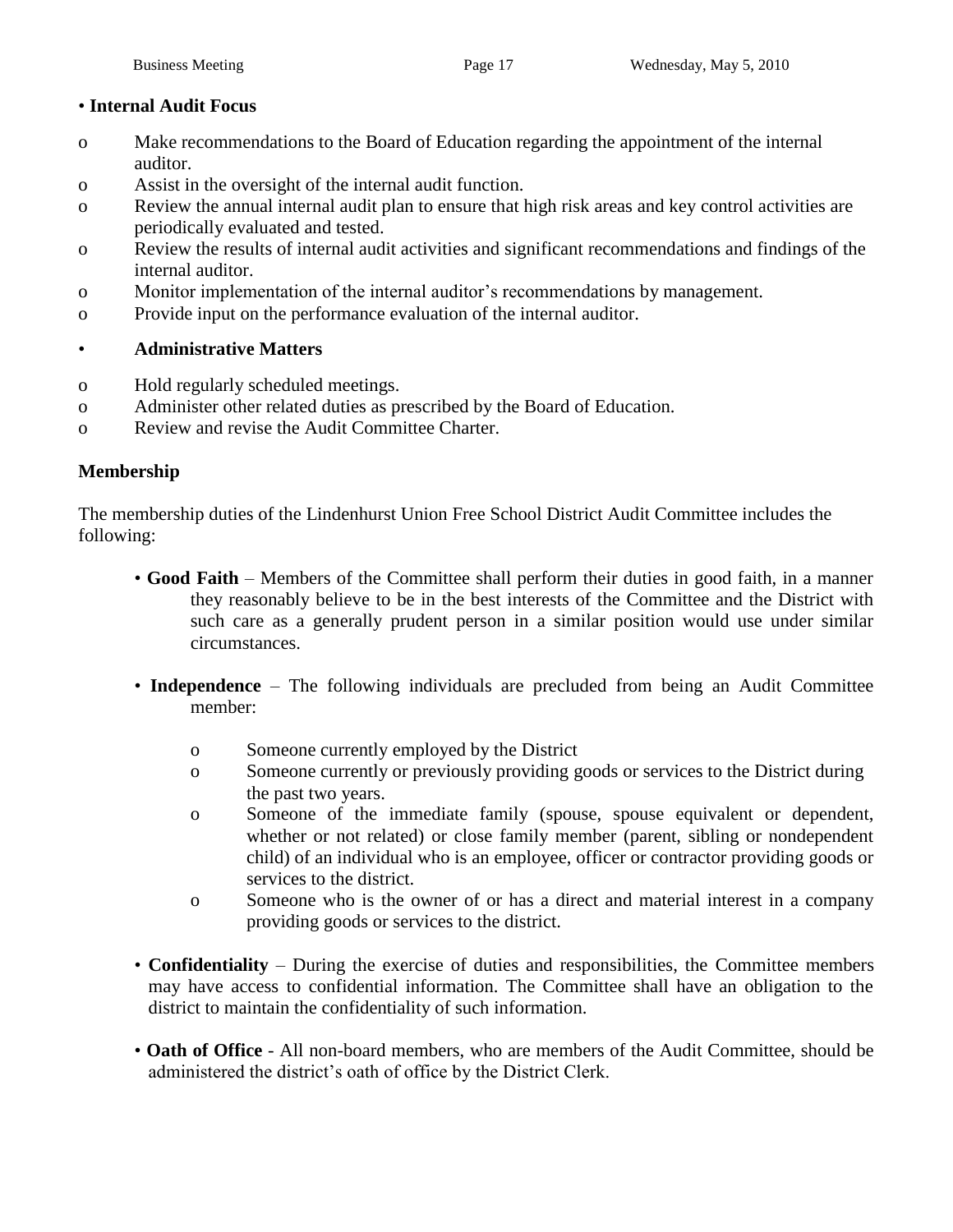- **Internal Audit Focus**
  - Make recommendations to the Board of Education regarding the appointment of the internal auditor.
  - Assist in the oversight of the internal audit function.
  - Review the annual internal audit plan to ensure that high risk areas and key control activities are periodically evaluated and tested.
  - Review the results of internal audit activities and significant recommendations and findings of the internal auditor.
  - Monitor implementation of the internal auditor's recommendations by management.
  - Provide input on the performance evaluation of the internal auditor.

- **Administrative Matters**
  - Hold regularly scheduled meetings.
  - Administer other related duties as prescribed by the Board of Education.
  - Review and revise the Audit Committee Charter.

## Membership

The membership duties of the Lindenhurst Union Free School District Audit Committee includes the following:

- **Good Faith** – Members of the Committee shall perform their duties in good faith, in a manner they reasonably believe to be in the best interests of the Committee and the District with such care as a generally prudent person in a similar position would use under similar circumstances.

- **Independence** – The following individuals are precluded from being an Audit Committee member:
  - Someone currently employed by the District
  - Someone currently or previously providing goods or services to the District during the past two years.
  - Someone of the immediate family (spouse, spouse equivalent or dependent, whether or not related) or close family member (parent, sibling or nondependent child) of an individual who is an employee, officer or contractor providing goods or services to the district.
  - Someone who is the owner of or has a direct and material interest in a company providing goods or services to the district.

- **Confidentiality** – During the exercise of duties and responsibilities, the Committee members may have access to confidential information. The Committee shall have an obligation to the district to maintain the confidentiality of such information.

- **Oath of Office** - All non-board members, who are members of the Audit Committee, should be administered the district's oath of office by the District Clerk.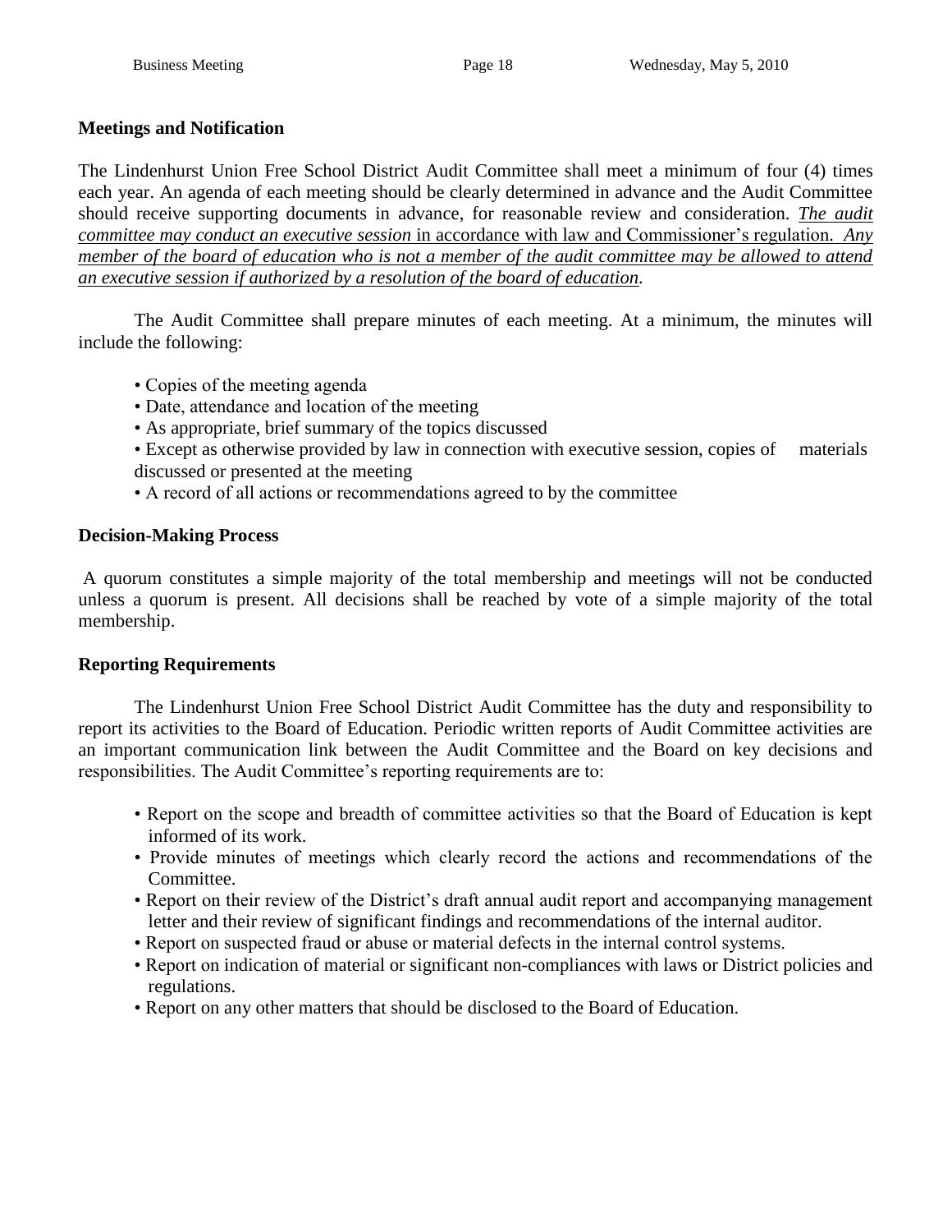**Meetings and Notification**

The Lindenhurst Union Free School District Audit Committee shall meet a minimum of four (4) times each year. An agenda of each meeting should be clearly determined in advance and the Audit Committee should receive supporting documents in advance, for reasonable review and consideration. <u>*The audit committee may conduct an executive session* in accordance with law and Commissioner's regulation. *Any member of the board of education who is not a member of the audit committee may be allowed to attend an executive session if authorized by a resolution of the board of education*</u>.

The Audit Committee shall prepare minutes of each meeting. At a minimum, the minutes will include the following:

- Copies of the meeting agenda
- Date, attendance and location of the meeting
- As appropriate, brief summary of the topics discussed
- Except as otherwise provided by law in connection with executive session, copies of materials discussed or presented at the meeting
- A record of all actions or recommendations agreed to by the committee

**Decision-Making Process**

A quorum constitutes a simple majority of the total membership and meetings will not be conducted unless a quorum is present. All decisions shall be reached by vote of a simple majority of the total membership.

**Reporting Requirements**

The Lindenhurst Union Free School District Audit Committee has the duty and responsibility to report its activities to the Board of Education. Periodic written reports of Audit Committee activities are an important communication link between the Audit Committee and the Board on key decisions and responsibilities. The Audit Committee's reporting requirements are to:

- Report on the scope and breadth of committee activities so that the Board of Education is kept informed of its work.
- Provide minutes of meetings which clearly record the actions and recommendations of the Committee.
- Report on their review of the District's draft annual audit report and accompanying management letter and their review of significant findings and recommendations of the internal auditor.
- Report on suspected fraud or abuse or material defects in the internal control systems.
- Report on indication of material or significant non-compliances with laws or District policies and regulations.
- Report on any other matters that should be disclosed to the Board of Education.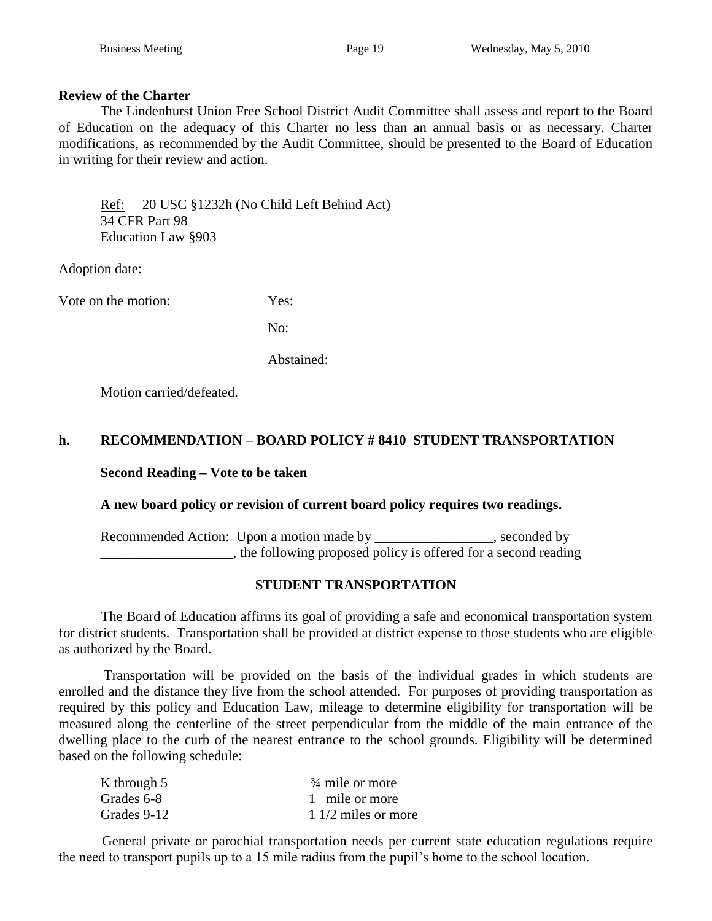**Review of the Charter**

The Lindenhurst Union Free School District Audit Committee shall assess and report to the Board of Education on the adequacy of this Charter no less than an annual basis or as necessary. Charter modifications, as recommended by the Audit Committee, should be presented to the Board of Education in writing for their review and action.

Ref: 20 USC §1232h (No Child Left Behind Act)
34 CFR Part 98
Education Law §903

Adoption date:

Vote on the motion: Yes:

No:

Abstained:

Motion carried/defeated.

## h. RECOMMENDATION – BOARD POLICY # 8410 STUDENT TRANSPORTATION

**Second Reading – Vote to be taken**

**A new board policy or revision of current board policy requires two readings.**

Recommended Action: Upon a motion made by _________________, seconded by ___________________, the following proposed policy is offered for a second reading

### STUDENT TRANSPORTATION

The Board of Education affirms its goal of providing a safe and economical transportation system for district students. Transportation shall be provided at district expense to those students who are eligible as authorized by the Board.

Transportation will be provided on the basis of the individual grades in which students are enrolled and the distance they live from the school attended. For purposes of providing transportation as required by this policy and Education Law, mileage to determine eligibility for transportation will be measured along the centerline of the street perpendicular from the middle of the main entrance of the dwelling place to the curb of the nearest entrance to the school grounds. Eligibility will be determined based on the following schedule:

| | |
|---|---|
| K through 5 | ¾ mile or more |
| Grades 6-8 | 1 mile or more |
| Grades 9-12 | 1 1/2 miles or more |

General private or parochial transportation needs per current state education regulations require the need to transport pupils up to a 15 mile radius from the pupil's home to the school location.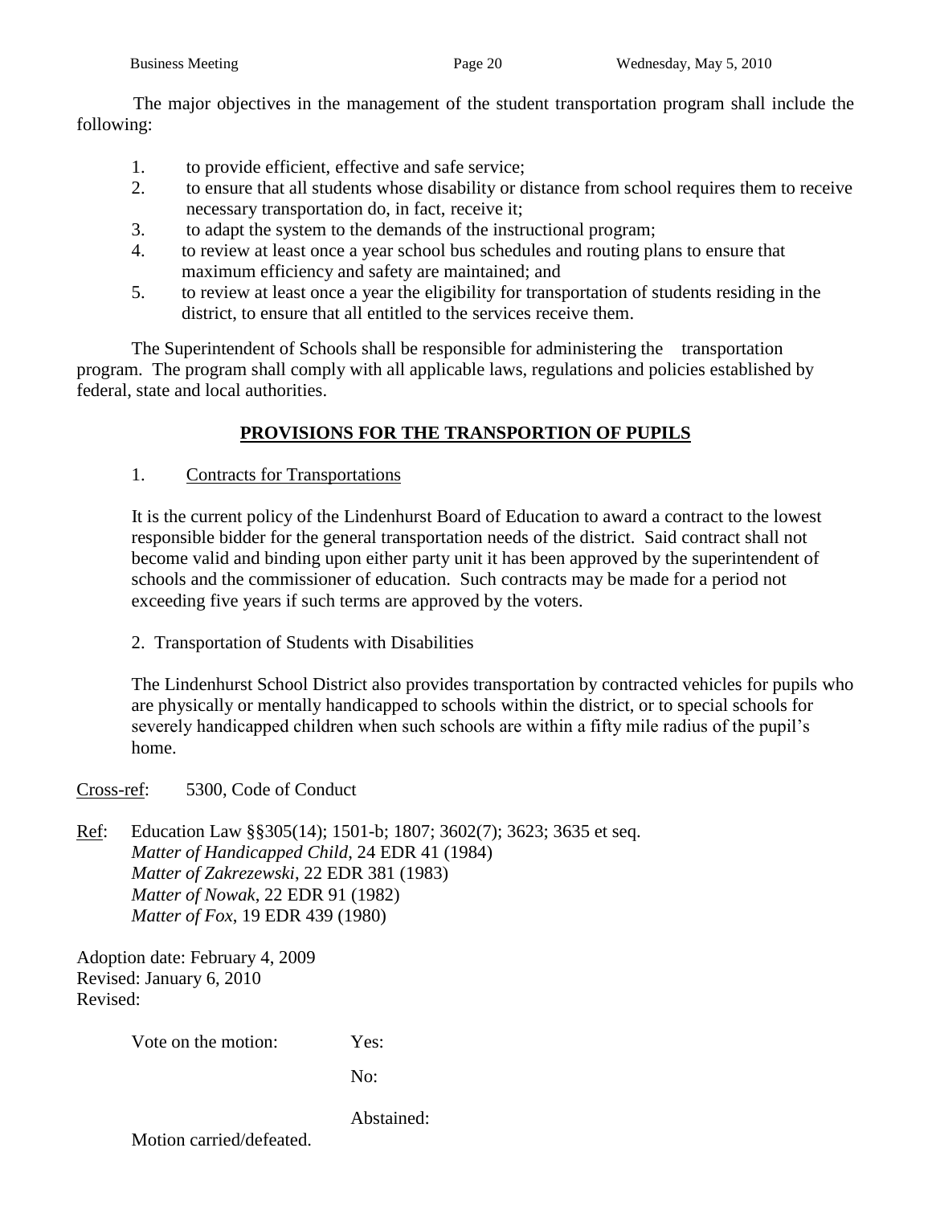The major objectives in the management of the student transportation program shall include the following:

1. to provide efficient, effective and safe service;
2. to ensure that all students whose disability or distance from school requires them to receive necessary transportation do, in fact, receive it;
3. to adapt the system to the demands of the instructional program;
4. to review at least once a year school bus schedules and routing plans to ensure that maximum efficiency and safety are maintained; and
5. to review at least once a year the eligibility for transportation of students residing in the district, to ensure that all entitled to the services receive them.

The Superintendent of Schools shall be responsible for administering the transportation program. The program shall comply with all applicable laws, regulations and policies established by federal, state and local authorities.

## **PROVISIONS FOR THE TRANSPORTION OF PUPILS**

1. Contracts for Transportations

It is the current policy of the Lindenhurst Board of Education to award a contract to the lowest responsible bidder for the general transportation needs of the district. Said contract shall not become valid and binding upon either party unit it has been approved by the superintendent of schools and the commissioner of education. Such contracts may be made for a period not exceeding five years if such terms are approved by the voters.

2. Transportation of Students with Disabilities

The Lindenhurst School District also provides transportation by contracted vehicles for pupils who are physically or mentally handicapped to schools within the district, or to special schools for severely handicapped children when such schools are within a fifty mile radius of the pupil's home.

Cross-ref: 5300, Code of Conduct

Ref: Education Law §§305(14); 1501-b; 1807; 3602(7); 3623; 3635 et seq.
*Matter of Handicapped Child*, 24 EDR 41 (1984)
*Matter of Zakrezewski*, 22 EDR 381 (1983)
*Matter of Nowak*, 22 EDR 91 (1982)
*Matter of Fox*, 19 EDR 439 (1980)

Adoption date: February 4, 2009
Revised: January 6, 2010
Revised:

Vote on the motion: Yes:

No:

Abstained:

Motion carried/defeated.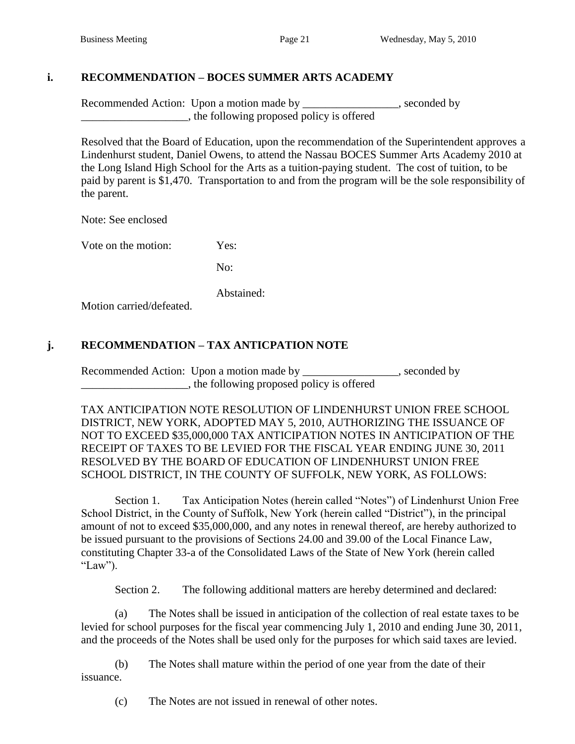### i. RECOMMENDATION – BOCES SUMMER ARTS ACADEMY

Recommended Action: Upon a motion made by _________________, seconded by ___________________, the following proposed policy is offered

Resolved that the Board of Education, upon the recommendation of the Superintendent approves a Lindenhurst student, Daniel Owens, to attend the Nassau BOCES Summer Arts Academy 2010 at the Long Island High School for the Arts as a tuition-paying student. The cost of tuition, to be paid by parent is $1,470. Transportation to and from the program will be the sole responsibility of the parent.

Note: See enclosed

Vote on the motion: Yes:

No:

Abstained:

Motion carried/defeated.

### j. RECOMMENDATION – TAX ANTICPATION NOTE

Recommended Action: Upon a motion made by _________________, seconded by ___________________, the following proposed policy is offered

TAX ANTICIPATION NOTE RESOLUTION OF LINDENHURST UNION FREE SCHOOL DISTRICT, NEW YORK, ADOPTED MAY 5, 2010, AUTHORIZING THE ISSUANCE OF NOT TO EXCEED $35,000,000 TAX ANTICIPATION NOTES IN ANTICIPATION OF THE RECEIPT OF TAXES TO BE LEVIED FOR THE FISCAL YEAR ENDING JUNE 30, 2011 RESOLVED BY THE BOARD OF EDUCATION OF LINDENHURST UNION FREE SCHOOL DISTRICT, IN THE COUNTY OF SUFFOLK, NEW YORK, AS FOLLOWS:

Section 1. Tax Anticipation Notes (herein called "Notes") of Lindenhurst Union Free School District, in the County of Suffolk, New York (herein called "District"), in the principal amount of not to exceed $35,000,000, and any notes in renewal thereof, are hereby authorized to be issued pursuant to the provisions of Sections 24.00 and 39.00 of the Local Finance Law, constituting Chapter 33-a of the Consolidated Laws of the State of New York (herein called "Law").

Section 2. The following additional matters are hereby determined and declared:

(a) The Notes shall be issued in anticipation of the collection of real estate taxes to be levied for school purposes for the fiscal year commencing July 1, 2010 and ending June 30, 2011, and the proceeds of the Notes shall be used only for the purposes for which said taxes are levied.

(b) The Notes shall mature within the period of one year from the date of their issuance.

(c) The Notes are not issued in renewal of other notes.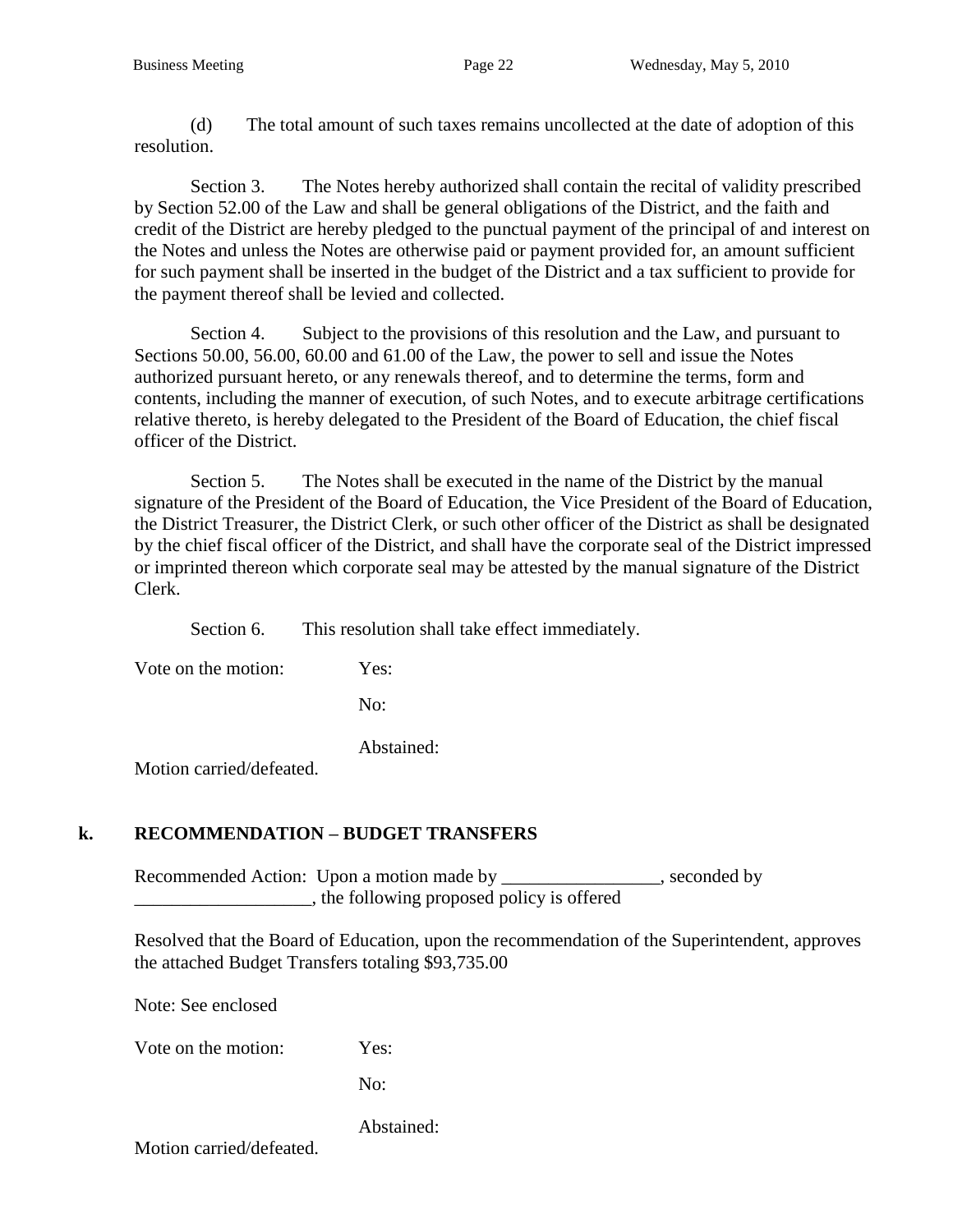(d) The total amount of such taxes remains uncollected at the date of adoption of this resolution.

Section 3. The Notes hereby authorized shall contain the recital of validity prescribed by Section 52.00 of the Law and shall be general obligations of the District, and the faith and credit of the District are hereby pledged to the punctual payment of the principal of and interest on the Notes and unless the Notes are otherwise paid or payment provided for, an amount sufficient for such payment shall be inserted in the budget of the District and a tax sufficient to provide for the payment thereof shall be levied and collected.

Section 4. Subject to the provisions of this resolution and the Law, and pursuant to Sections 50.00, 56.00, 60.00 and 61.00 of the Law, the power to sell and issue the Notes authorized pursuant hereto, or any renewals thereof, and to determine the terms, form and contents, including the manner of execution, of such Notes, and to execute arbitrage certifications relative thereto, is hereby delegated to the President of the Board of Education, the chief fiscal officer of the District.

Section 5. The Notes shall be executed in the name of the District by the manual signature of the President of the Board of Education, the Vice President of the Board of Education, the District Treasurer, the District Clerk, or such other officer of the District as shall be designated by the chief fiscal officer of the District, and shall have the corporate seal of the District impressed or imprinted thereon which corporate seal may be attested by the manual signature of the District Clerk.

Section 6. This resolution shall take effect immediately.

Vote on the motion: Yes:

No:

Abstained:

Motion carried/defeated.

## k. RECOMMENDATION – BUDGET TRANSFERS

Recommended Action: Upon a motion made by _________________, seconded by ___________________, the following proposed policy is offered

Resolved that the Board of Education, upon the recommendation of the Superintendent, approves the attached Budget Transfers totaling $93,735.00

Note: See enclosed

Vote on the motion: Yes:

No:

Abstained:

Motion carried/defeated.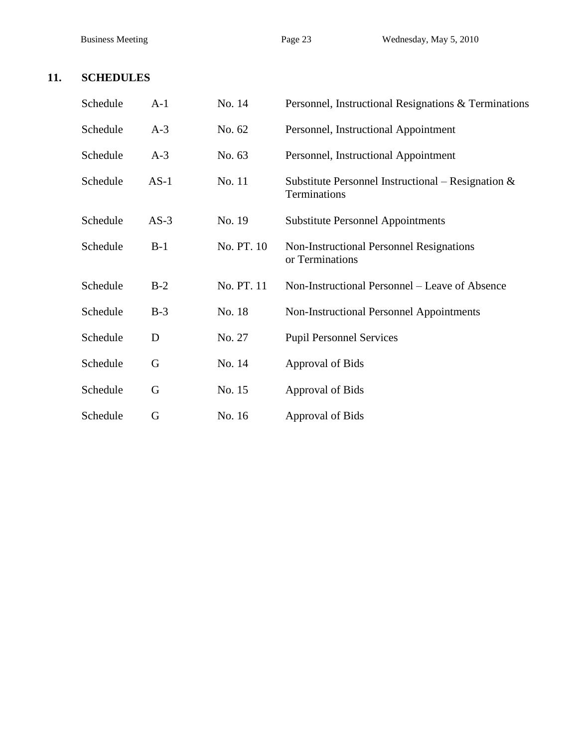## 11. SCHEDULES

| | | | |
|---|---|---|---|
| Schedule | A-1 | No. 14 | Personnel, Instructional Resignations & Terminations |
| Schedule | A-3 | No. 62 | Personnel, Instructional Appointment |
| Schedule | A-3 | No. 63 | Personnel, Instructional Appointment |
| Schedule | AS-1 | No. 11 | Substitute Personnel Instructional – Resignation & Terminations |
| Schedule | AS-3 | No. 19 | Substitute Personnel Appointments |
| Schedule | B-1 | No. PT. 10 | Non-Instructional Personnel Resignations or Terminations |
| Schedule | B-2 | No. PT. 11 | Non-Instructional Personnel – Leave of Absence |
| Schedule | B-3 | No. 18 | Non-Instructional Personnel Appointments |
| Schedule | D | No. 27 | Pupil Personnel Services |
| Schedule | G | No. 14 | Approval of Bids |
| Schedule | G | No. 15 | Approval of Bids |
| Schedule | G | No. 16 | Approval of Bids |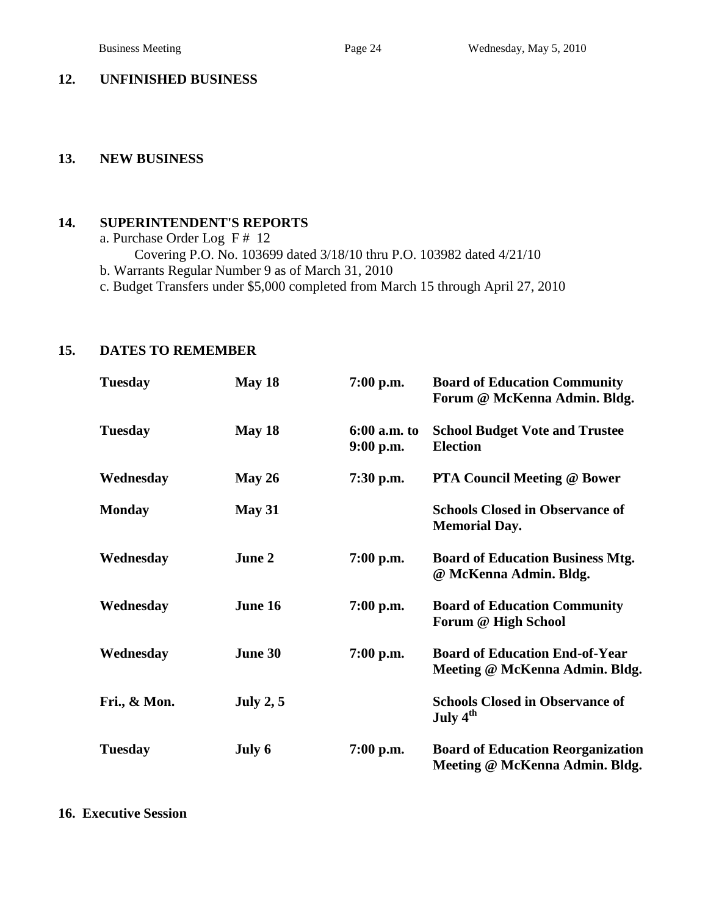## 12. UNFINISHED BUSINESS

## 13. NEW BUSINESS

## 14. SUPERINTENDENT'S REPORTS

a. Purchase Order Log F # 12

Covering P.O. No. 103699 dated 3/18/10 thru P.O. 103982 dated 4/21/10

b. Warrants Regular Number 9 as of March 31, 2010

c. Budget Transfers under $5,000 completed from March 15 through April 27, 2010

## 15. DATES TO REMEMBER

| | | | |
|---|---|---|---|
| **Tuesday** | **May 18** | **7:00 p.m.** | **Board of Education Community Forum @ McKenna Admin. Bldg.** |
| **Tuesday** | **May 18** | **6:00 a.m. to 9:00 p.m.** | **School Budget Vote and Trustee Election** |
| **Wednesday** | **May 26** | **7:30 p.m.** | **PTA Council Meeting @ Bower** |
| **Monday** | **May 31** | | **Schools Closed in Observance of Memorial Day.** |
| **Wednesday** | **June 2** | **7:00 p.m.** | **Board of Education Business Mtg. @ McKenna Admin. Bldg.** |
| **Wednesday** | **June 16** | **7:00 p.m.** | **Board of Education Community Forum @ High School** |
| **Wednesday** | **June 30** | **7:00 p.m.** | **Board of Education End-of-Year Meeting @ McKenna Admin. Bldg.** |
| **Fri., & Mon.** | **July 2, 5** | | **Schools Closed in Observance of July 4th** |
| **Tuesday** | **July 6** | **7:00 p.m.** | **Board of Education Reorganization Meeting @ McKenna Admin. Bldg.** |

## 16. Executive Session